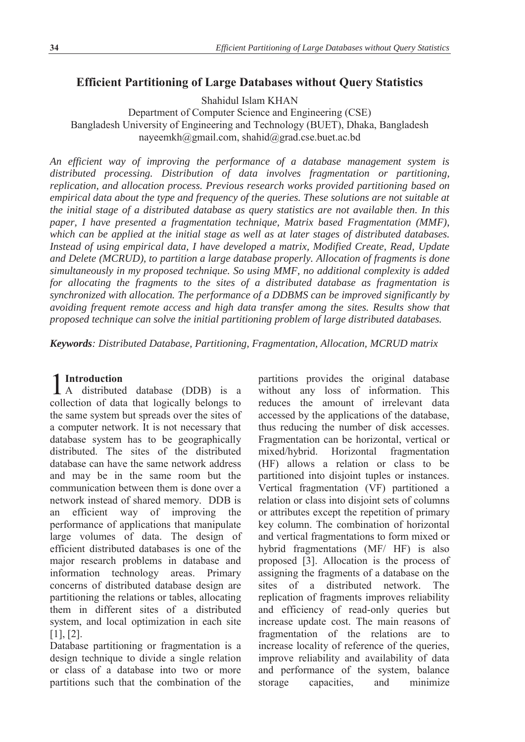# Efficient Partitioning of Large Databases without Query Statistics

Shahidul Islam KHAN

Department of Computer Science and Engineering (CSE)

Bangladesh University of Engineering and Technology (BUET), Dhaka, Bangladesh

nayeemkh@gmail.com, shahid@grad.cse.buet.ac.bd

*An efficient way of improving the performance of a database management system is distributed processing. Distribution of data involves fragmentation or partitioning, replication, and allocation process. Previous research works provided partitioning based on empirical data about the type and frequency of the queries. These solutions are not suitable at the initial stage of a distributed database as query statistics are not available then. In this paper, I have presented a fragmentation technique, Matrix based Fragmentation (MMF), which can be applied at the initial stage as well as at later stages of distributed databases. Instead of using empirical data, I have developed a matrix, Modified Create, Read, Update and Delete (MCRUD), to partition a large database properly. Allocation of fragments is done simultaneously in my proposed technique. So using MMF, no additional complexity is added for allocating the fragments to the sites of a distributed database as fragmentation is synchronized with allocation. The performance of a DDBMS can be improved significantly by avoiding frequent remote access and high data transfer among the sites. Results show that proposed technique can solve the initial partitioning problem of large distributed databases.*

***Keywords****: Distributed Database, Partitioning, Fragmentation, Allocation, MCRUD matrix*

## 1 Introduction

A distributed database (DDB) is a collection of data that logically belongs to the same system but spreads over the sites of a computer network. It is not necessary that database system has to be geographically distributed. The sites of the distributed database can have the same network address and may be in the same room but the communication between them is done over a network instead of shared memory. DDB is an efficient way of improving the performance of applications that manipulate large volumes of data. The design of efficient distributed databases is one of the major research problems in database and information technology areas. Primary concerns of distributed database design are partitioning the relations or tables, allocating them in different sites of a distributed system, and local optimization in each site [1], [2].

Database partitioning or fragmentation is a design technique to divide a single relation or class of a database into two or more partitions such that the combination of the partitions provides the original database without any loss of information. This reduces the amount of irrelevant data accessed by the applications of the database, thus reducing the number of disk accesses. Fragmentation can be horizontal, vertical or mixed/hybrid. Horizontal fragmentation (HF) allows a relation or class to be partitioned into disjoint tuples or instances. Vertical fragmentation (VF) partitioned a relation or class into disjoint sets of columns or attributes except the repetition of primary key column. The combination of horizontal and vertical fragmentations to form mixed or hybrid fragmentations (MF/ HF) is also proposed [3]. Allocation is the process of assigning the fragments of a database on the sites of a distributed network. The replication of fragments improves reliability and efficiency of read-only queries but increase update cost. The main reasons of fragmentation of the relations are to increase locality of reference of the queries, improve reliability and availability of data and performance of the system, balance storage capacities, and minimize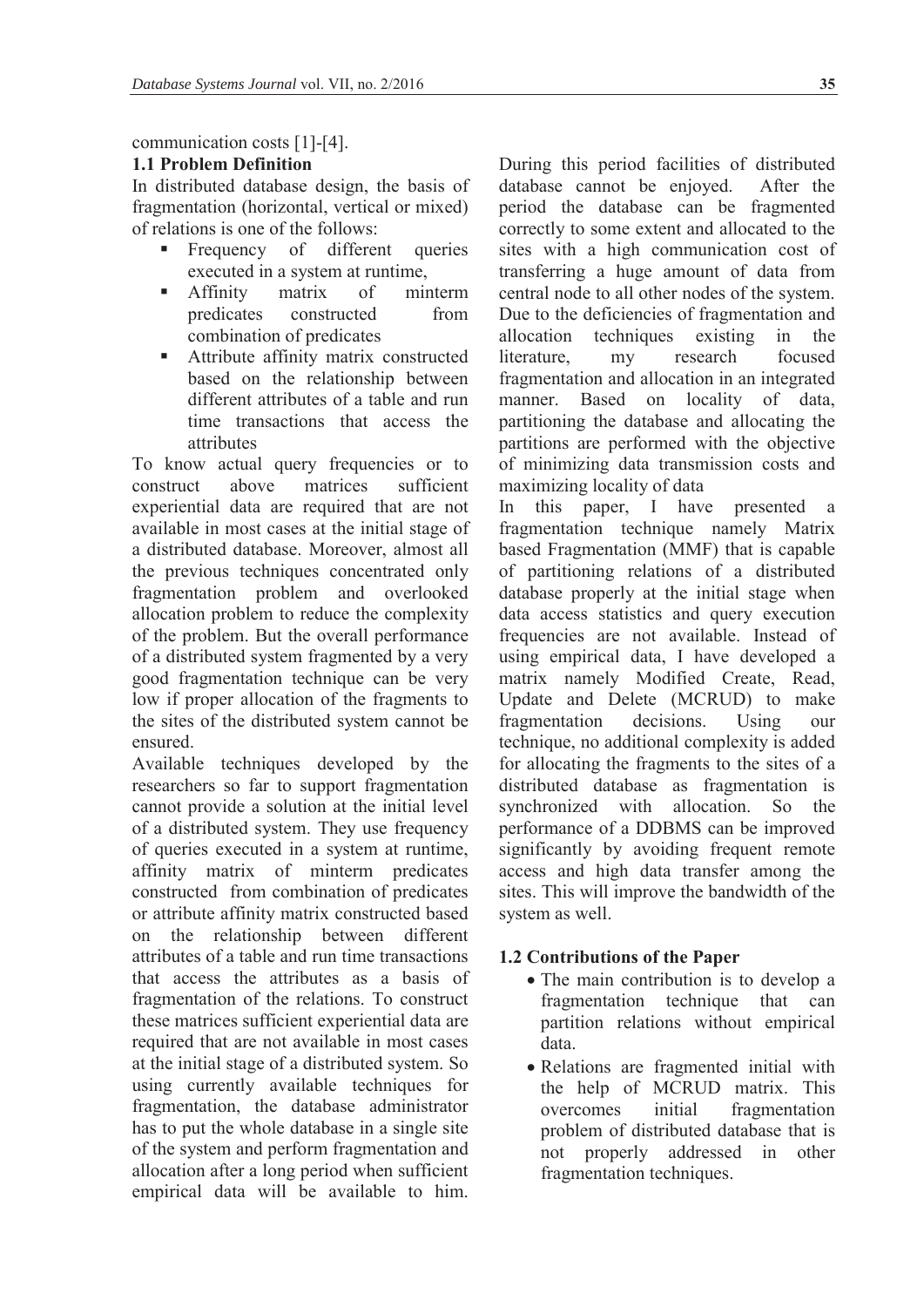communication costs [1]-[4].

### 1.1 Problem Definition

In distributed database design, the basis of fragmentation (horizontal, vertical or mixed) of relations is one of the follows:

- Frequency of different queries executed in a system at runtime,
- Affinity matrix of minterm predicates constructed from combination of predicates
- Attribute affinity matrix constructed based on the relationship between different attributes of a table and run time transactions that access the attributes

To know actual query frequencies or to construct above matrices sufficient experiential data are required that are not available in most cases at the initial stage of a distributed database. Moreover, almost all the previous techniques concentrated only fragmentation problem and overlooked allocation problem to reduce the complexity of the problem. But the overall performance of a distributed system fragmented by a very good fragmentation technique can be very low if proper allocation of the fragments to the sites of the distributed system cannot be ensured.

Available techniques developed by the researchers so far to support fragmentation cannot provide a solution at the initial level of a distributed system. They use frequency of queries executed in a system at runtime, affinity matrix of minterm predicates constructed from combination of predicates or attribute affinity matrix constructed based on the relationship between different attributes of a table and run time transactions that access the attributes as a basis of fragmentation of the relations. To construct these matrices sufficient experiential data are required that are not available in most cases at the initial stage of a distributed system. So using currently available techniques for fragmentation, the database administrator has to put the whole database in a single site of the system and perform fragmentation and allocation after a long period when sufficient empirical data will be available to him. During this period facilities of distributed database cannot be enjoyed. After the period the database can be fragmented correctly to some extent and allocated to the sites with a high communication cost of transferring a huge amount of data from central node to all other nodes of the system. Due to the deficiencies of fragmentation and allocation techniques existing in the literature, my research focused fragmentation and allocation in an integrated manner. Based on locality of data, partitioning the database and allocating the partitions are performed with the objective of minimizing data transmission costs and maximizing locality of data

In this paper, I have presented a fragmentation technique namely Matrix based Fragmentation (MMF) that is capable of partitioning relations of a distributed database properly at the initial stage when data access statistics and query execution frequencies are not available. Instead of using empirical data, I have developed a matrix namely Modified Create, Read, Update and Delete (MCRUD) to make fragmentation decisions. Using our technique, no additional complexity is added for allocating the fragments to the sites of a distributed database as fragmentation is synchronized with allocation. So the performance of a DDBMS can be improved significantly by avoiding frequent remote access and high data transfer among the sites. This will improve the bandwidth of the system as well.

### 1.2 Contributions of the Paper

- The main contribution is to develop a fragmentation technique that can partition relations without empirical data.
- Relations are fragmented initial with the help of MCRUD matrix. This overcomes initial fragmentation problem of distributed database that is not properly addressed in other fragmentation techniques.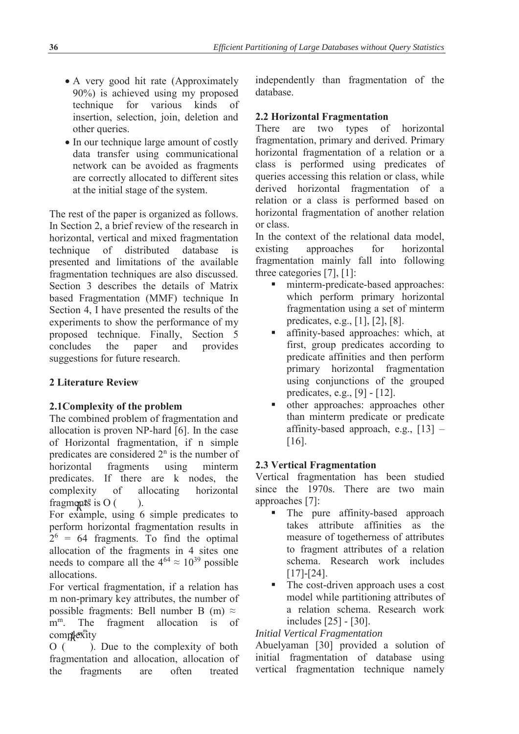- A very good hit rate (Approximately 90%) is achieved using my proposed technique for various kinds of insertion, selection, join, deletion and other queries.
- In our technique large amount of costly data transfer using communicational network can be avoided as fragments are correctly allocated to different sites at the initial stage of the system.

The rest of the paper is organized as follows. In Section 2, a brief review of the research in horizontal, vertical and mixed fragmentation technique of distributed database is presented and limitations of the available fragmentation techniques are also discussed. Section 3 describes the details of Matrix based Fragmentation (MMF) technique In Section 4, I have presented the results of the experiments to show the performance of my proposed technique. Finally, Section 5 concludes the paper and provides suggestions for future research.

## 2 Literature Review

### 2.1Complexity of the problem

The combined problem of fragmentation and allocation is proven NP-hard [6]. In the case of Horizontal fragmentation, if n simple predicates are considered $2^n$ is the number of horizontal fragments using minterm predicates. If there are k nodes, the complexity of allocating horizontal fragments is O ( $k^{2^n}$ ).

For example, using 6 simple predicates to perform horizontal fragmentation results in $2^6 = 64$ fragments. To find the optimal allocation of the fragments in 4 sites one needs to compare all the $4^{64} \approx 10^{39}$ possible allocations.

For vertical fragmentation, if a relation has m non-primary key attributes, the number of possible fragments: Bell number B (m) ≈ $m^m$. The fragment allocation is of complexity O ( $k^{m^m}$ ). Due to the complexity of both fragmentation and allocation, allocation of the fragments are often treated independently than fragmentation of the database.

### 2.2 Horizontal Fragmentation

There are two types of horizontal fragmentation, primary and derived. Primary horizontal fragmentation of a relation or a class is performed using predicates of queries accessing this relation or class, while derived horizontal fragmentation of a relation or a class is performed based on horizontal fragmentation of another relation or class.

In the context of the relational data model, existing approaches for horizontal fragmentation mainly fall into following three categories [7], [1]:

- minterm-predicate-based approaches: which perform primary horizontal fragmentation using a set of minterm predicates, e.g., [1], [2], [8].
- affinity-based approaches: which, at first, group predicates according to predicate affinities and then perform primary horizontal fragmentation using conjunctions of the grouped predicates, e.g., [9] - [12].
- other approaches: approaches other than minterm predicate or predicate affinity-based approach, e.g., [13] – [16].

### 2.3 Vertical Fragmentation

Vertical fragmentation has been studied since the 1970s. There are two main approaches [7]:

- The pure affinity-based approach takes attribute affinities as the measure of togetherness of attributes to fragment attributes of a relation schema. Research work includes [17]-[24].
- The cost-driven approach uses a cost model while partitioning attributes of a relation schema. Research work includes [25] - [30].

*Initial Vertical Fragmentation*

Abuelyaman [30] provided a solution of initial fragmentation of database using vertical fragmentation technique namely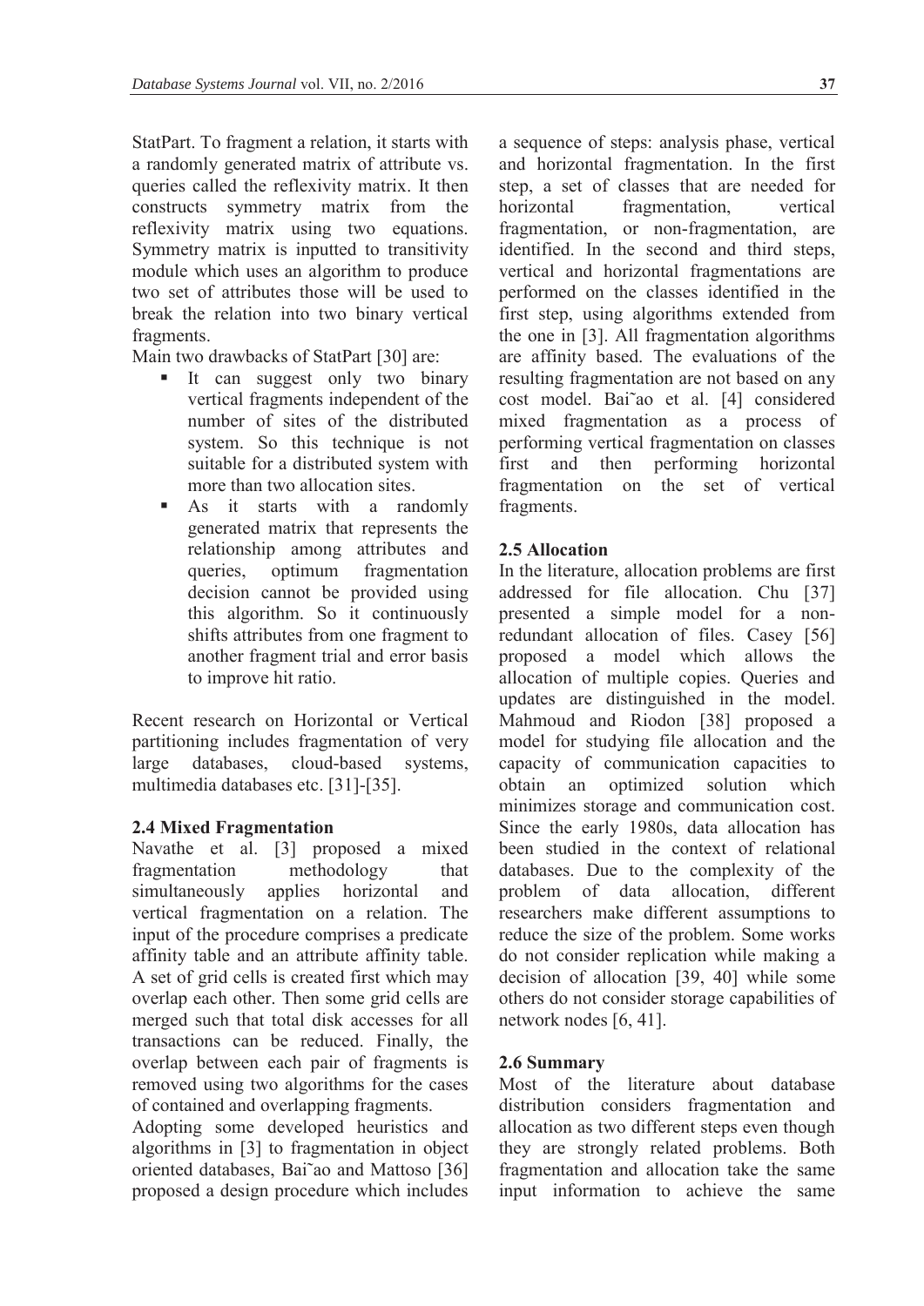StatPart. To fragment a relation, it starts with a randomly generated matrix of attribute vs. queries called the reflexivity matrix. It then constructs symmetry matrix from the reflexivity matrix using two equations. Symmetry matrix is inputted to transitivity module which uses an algorithm to produce two set of attributes those will be used to break the relation into two binary vertical fragments.

Main two drawbacks of StatPart [30] are:

- It can suggest only two binary vertical fragments independent of the number of sites of the distributed system. So this technique is not suitable for a distributed system with more than two allocation sites.
- As it starts with a randomly generated matrix that represents the relationship among attributes and queries, optimum fragmentation decision cannot be provided using this algorithm. So it continuously shifts attributes from one fragment to another fragment trial and error basis to improve hit ratio.

Recent research on Horizontal or Vertical partitioning includes fragmentation of very large databases, cloud-based systems, multimedia databases etc. [31]-[35].

### 2.4 Mixed Fragmentation

Navathe et al. [3] proposed a mixed fragmentation methodology that simultaneously applies horizontal and vertical fragmentation on a relation. The input of the procedure comprises a predicate affinity table and an attribute affinity table. A set of grid cells is created first which may overlap each other. Then some grid cells are merged such that total disk accesses for all transactions can be reduced. Finally, the overlap between each pair of fragments is removed using two algorithms for the cases of contained and overlapping fragments.

Adopting some developed heuristics and algorithms in [3] to fragmentation in object oriented databases, Bai˜ao and Mattoso [36] proposed a design procedure which includes a sequence of steps: analysis phase, vertical and horizontal fragmentation. In the first step, a set of classes that are needed for horizontal fragmentation, vertical fragmentation, or non-fragmentation, are identified. In the second and third steps, vertical and horizontal fragmentations are performed on the classes identified in the first step, using algorithms extended from the one in [3]. All fragmentation algorithms are affinity based. The evaluations of the resulting fragmentation are not based on any cost model. Bai˜ao et al. [4] considered mixed fragmentation as a process of performing vertical fragmentation on classes first and then performing horizontal fragmentation on the set of vertical fragments.

### 2.5 Allocation

In the literature, allocation problems are first addressed for file allocation. Chu [37] presented a simple model for a non-redundant allocation of files. Casey [56] proposed a model which allows the allocation of multiple copies. Queries and updates are distinguished in the model. Mahmoud and Riodon [38] proposed a model for studying file allocation and the capacity of communication capacities to obtain an optimized solution which minimizes storage and communication cost. Since the early 1980s, data allocation has been studied in the context of relational databases. Due to the complexity of the problem of data allocation, different researchers make different assumptions to reduce the size of the problem. Some works do not consider replication while making a decision of allocation [39, 40] while some others do not consider storage capabilities of network nodes [6, 41].

### 2.6 Summary

Most of the literature about database distribution considers fragmentation and allocation as two different steps even though they are strongly related problems. Both fragmentation and allocation take the same input information to achieve the same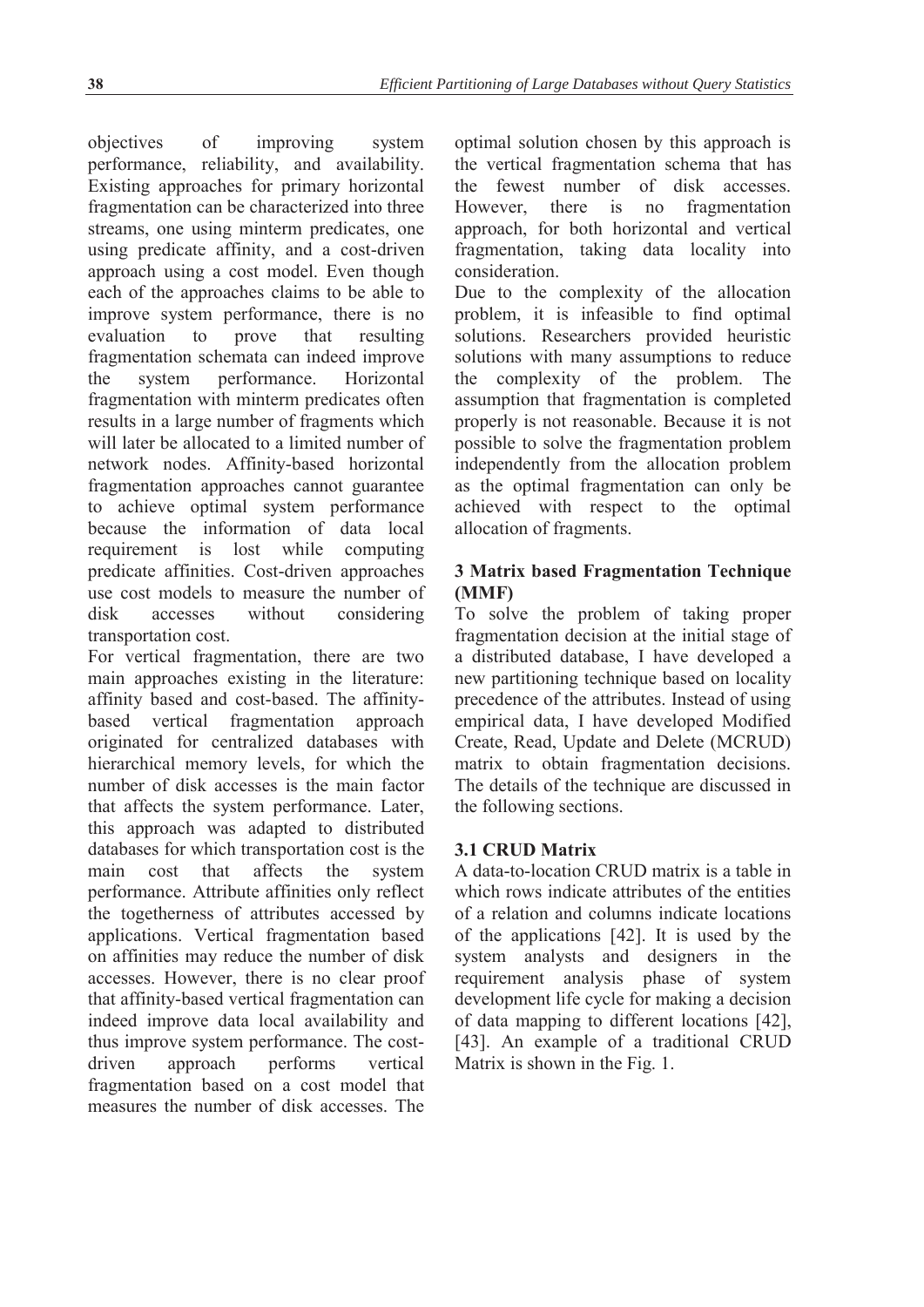objectives of improving system performance, reliability, and availability. Existing approaches for primary horizontal fragmentation can be characterized into three streams, one using minterm predicates, one using predicate affinity, and a cost-driven approach using a cost model. Even though each of the approaches claims to be able to improve system performance, there is no evaluation to prove that resulting fragmentation schemata can indeed improve the system performance. Horizontal fragmentation with minterm predicates often results in a large number of fragments which will later be allocated to a limited number of network nodes. Affinity-based horizontal fragmentation approaches cannot guarantee to achieve optimal system performance because the information of data local requirement is lost while computing predicate affinities. Cost-driven approaches use cost models to measure the number of disk accesses without considering transportation cost.

For vertical fragmentation, there are two main approaches existing in the literature: affinity based and cost-based. The affinity-based vertical fragmentation approach originated for centralized databases with hierarchical memory levels, for which the number of disk accesses is the main factor that affects the system performance. Later, this approach was adapted to distributed databases for which transportation cost is the main cost that affects the system performance. Attribute affinities only reflect the togetherness of attributes accessed by applications. Vertical fragmentation based on affinities may reduce the number of disk accesses. However, there is no clear proof that affinity-based vertical fragmentation can indeed improve data local availability and thus improve system performance. The cost-driven approach performs vertical fragmentation based on a cost model that measures the number of disk accesses. The optimal solution chosen by this approach is the vertical fragmentation schema that has the fewest number of disk accesses. However, there is no fragmentation approach, for both horizontal and vertical fragmentation, taking data locality into consideration.

Due to the complexity of the allocation problem, it is infeasible to find optimal solutions. Researchers provided heuristic solutions with many assumptions to reduce the complexity of the problem. The assumption that fragmentation is completed properly is not reasonable. Because it is not possible to solve the fragmentation problem independently from the allocation problem as the optimal fragmentation can only be achieved with respect to the optimal allocation of fragments.

## 3 Matrix based Fragmentation Technique (MMF)

To solve the problem of taking proper fragmentation decision at the initial stage of a distributed database, I have developed a new partitioning technique based on locality precedence of the attributes. Instead of using empirical data, I have developed Modified Create, Read, Update and Delete (MCRUD) matrix to obtain fragmentation decisions. The details of the technique are discussed in the following sections.

### 3.1 CRUD Matrix

A data-to-location CRUD matrix is a table in which rows indicate attributes of the entities of a relation and columns indicate locations of the applications [42]. It is used by the system analysts and designers in the requirement analysis phase of system development life cycle for making a decision of data mapping to different locations [42], [43]. An example of a traditional CRUD Matrix is shown in the Fig. 1.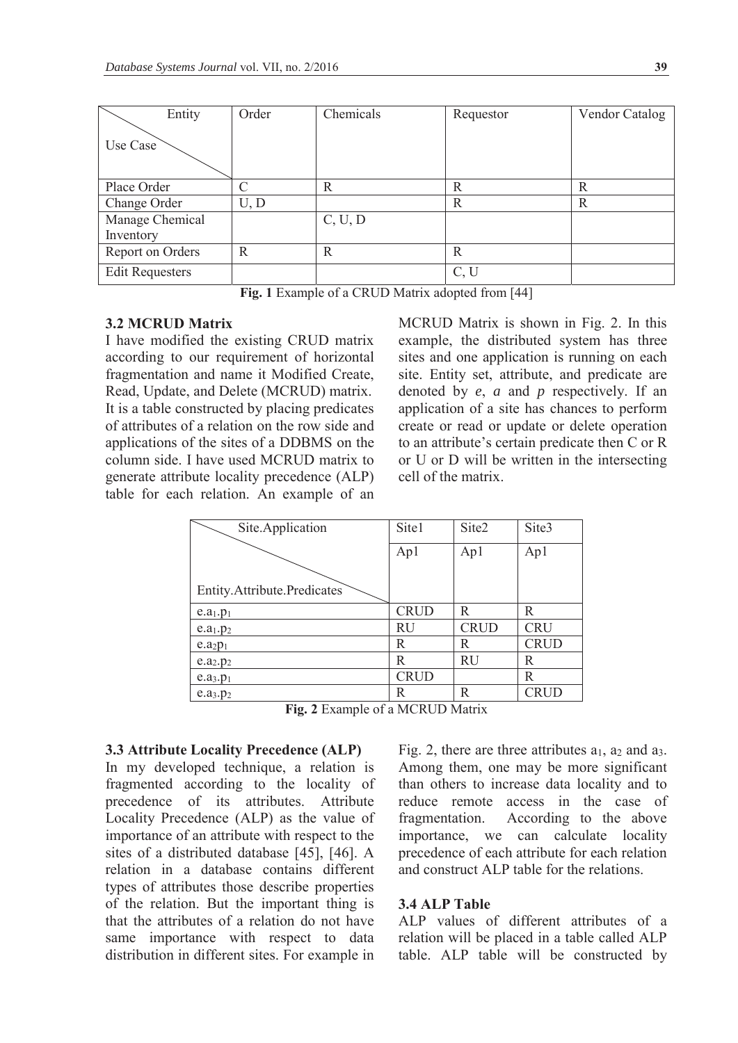| Entity / Use Case | Order | Chemicals | Requestor | Vendor Catalog |
|---|---|---|---|---|
| Place Order | C | R | R | R |
| Change Order | U, D | | R | R |
| Manage Chemical Inventory | | C, U, D | | |
| Report on Orders | R | R | R | |
| Edit Requesters | | | C, U | |

**Fig. 1** Example of a CRUD Matrix adopted from [44]

### 3.2 MCRUD Matrix

I have modified the existing CRUD matrix according to our requirement of horizontal fragmentation and name it Modified Create, Read, Update, and Delete (MCRUD) matrix. It is a table constructed by placing predicates of attributes of a relation on the row side and applications of the sites of a DDBMS on the column side. I have used MCRUD matrix to generate attribute locality precedence (ALP) table for each relation. An example of an MCRUD Matrix is shown in Fig. 2. In this example, the distributed system has three sites and one application is running on each site. Entity set, attribute, and predicate are denoted by *e*, *a* and *p* respectively. If an application of a site has chances to perform create or read or update or delete operation to an attribute's certain predicate then C or R or U or D will be written in the intersecting cell of the matrix.

| Site.Application / Entity.Attribute.Predicates | Site1 | Site2 | Site3 |
|---|---|---|---|
| | Ap1 | Ap1 | Ap1 |
| $e.a_1.p_1$ | CRUD | R | R |
| $e.a_1.p_2$ | RU | CRUD | CRU |
| $e.a_2p_1$ | R | R | CRUD |
| $e.a_2.p_2$ | R | RU | R |
| $e.a_3.p_1$ | CRUD | | R |
| $e.a_3.p_2$ | R | R | CRUD |

**Fig. 2** Example of a MCRUD Matrix

### 3.3 Attribute Locality Precedence (ALP)

In my developed technique, a relation is fragmented according to the locality of precedence of its attributes. Attribute Locality Precedence (ALP) as the value of importance of an attribute with respect to the sites of a distributed database [45], [46]. A relation in a database contains different types of attributes those describe properties of the relation. But the important thing is that the attributes of a relation do not have same importance with respect to data distribution in different sites. For example in Fig. 2, there are three attributes $a_1$, $a_2$ and $a_3$. Among them, one may be more significant than others to increase data locality and to reduce remote access in the case of fragmentation. According to the above importance, we can calculate locality precedence of each attribute for each relation and construct ALP table for the relations.

### 3.4 ALP Table

ALP values of different attributes of a relation will be placed in a table called ALP table. ALP table will be constructed by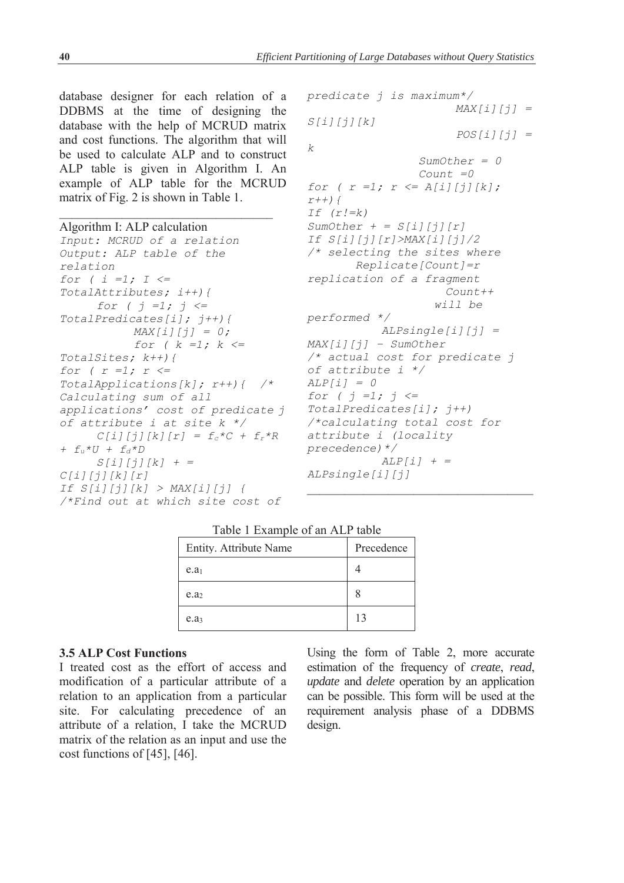database designer for each relation of a DDBMS at the time of designing the database with the help of MCRUD matrix and cost functions. The algorithm that will be used to calculate ALP and to construct ALP table is given in Algorithm I. An example of ALP table for the MCRUD matrix of Fig. 2 is shown in Table 1.

Algorithm I: ALP calculation

```
Input: MCRUD of a relation
Output: ALP table of the relation
for ( i =1; I <= TotalAttributes; i++){
      for ( j =1; j <= TotalPredicates[i]; j++){
            MAX[i][j] = 0;
            for ( k =1; k <= TotalSites; k++){
for ( r =1; r <= TotalApplications[k]; r++){  /* Calculating sum of all applications' cost of predicate j of attribute i at site k */
      C[i][j][k][r] = fc*C + fr*R + fu*U + fd*D
      S[i][j][k] + = C[i][j][k][r]
If S[i][j][k] > MAX[i][j] {
/*Find out at which site cost of predicate j is maximum*/
                    MAX[i][j] = S[i][j][k]
                    POS[i][j] = k
              SumOther = 0
              Count =0
for ( r =1; r <= A[i][j][k]; r++){
If (r!=k)
SumOther + = S[i][j][r]
If S[i][j][r]>MAX[i][j]/2
/* selecting the sites where
      Replicate[Count]=r
replication of a fragment
                  Count++
                will be performed */
          ALPsingle[i][j] = MAX[i][j] - SumOther
/* actual cost for predicate j of attribute i */
ALP[i] = 0
for ( j =1; j <= TotalPredicates[i]; j++)
/*calculating total cost for attribute i (locality precedence)*/
          ALP[i] + = ALPsingle[i][j]
```

Table 1 Example of an ALP table

| Entity. Attribute Name | Precedence |
|---|---|
| e.$a_1$ | 4 |
| e.$a_2$ | 8 |
| e.$a_3$ | 13 |

### 3.5 ALP Cost Functions

I treated cost as the effort of access and modification of a particular attribute of a relation to an application from a particular site. For calculating precedence of an attribute of a relation, I take the MCRUD matrix of the relation as an input and use the cost functions of [45], [46].

Using the form of Table 2, more accurate estimation of the frequency of *create*, *read*, *update* and *delete* operation by an application can be possible. This form will be used at the requirement analysis phase of a DDBMS design.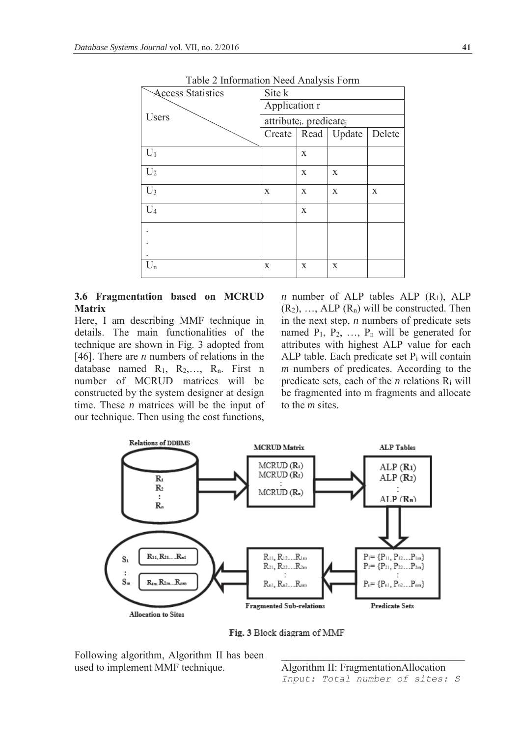Table 2 Information Need Analysis Form

| Access Statistics / Users | Site k | | | |
|---|---|---|---|---|
| | Application r | | | |
| | $attribute_i.\ predicate_j$ | | | |
| | Create | Read | Update | Delete |
| $U_1$ | | x | | |
| $U_2$ | | x | x | |
| $U_3$ | x | x | x | x |
| $U_4$ | | x | | |
| . . . | | | | |
| $U_n$ | x | x | x | |

### 3.6 Fragmentation based on MCRUD Matrix

Here, I am describing MMF technique in details. The main functionalities of the technique are shown in Fig. 3 adopted from [46]. There are *n* numbers of relations in the database named $R_1$, $R_2$,…, $R_n$. First n number of MCRUD matrices will be constructed by the system designer at design time. These *n* matrices will be the input of our technique. Then using the cost functions, *n* number of ALP tables ALP ($R_1$), ALP ($R_2$), …, ALP ($R_n$) will be constructed. Then in the next step, *n* numbers of predicate sets named $P_1$, $P_2$, …, $P_n$ will be generated for attributes with highest ALP value for each ALP table. Each predicate set $P_i$ will contain *m* numbers of predicates. According to the predicate sets, each of the *n* relations $R_i$ will be fragmented into m fragments and allocate to the *m* sites.

Fig. 3 Block diagram of MMF

Following algorithm, Algorithm II has been used to implement MMF technique.

Algorithm II: FragmentationAllocation

```
Input: Total number of sites: S
```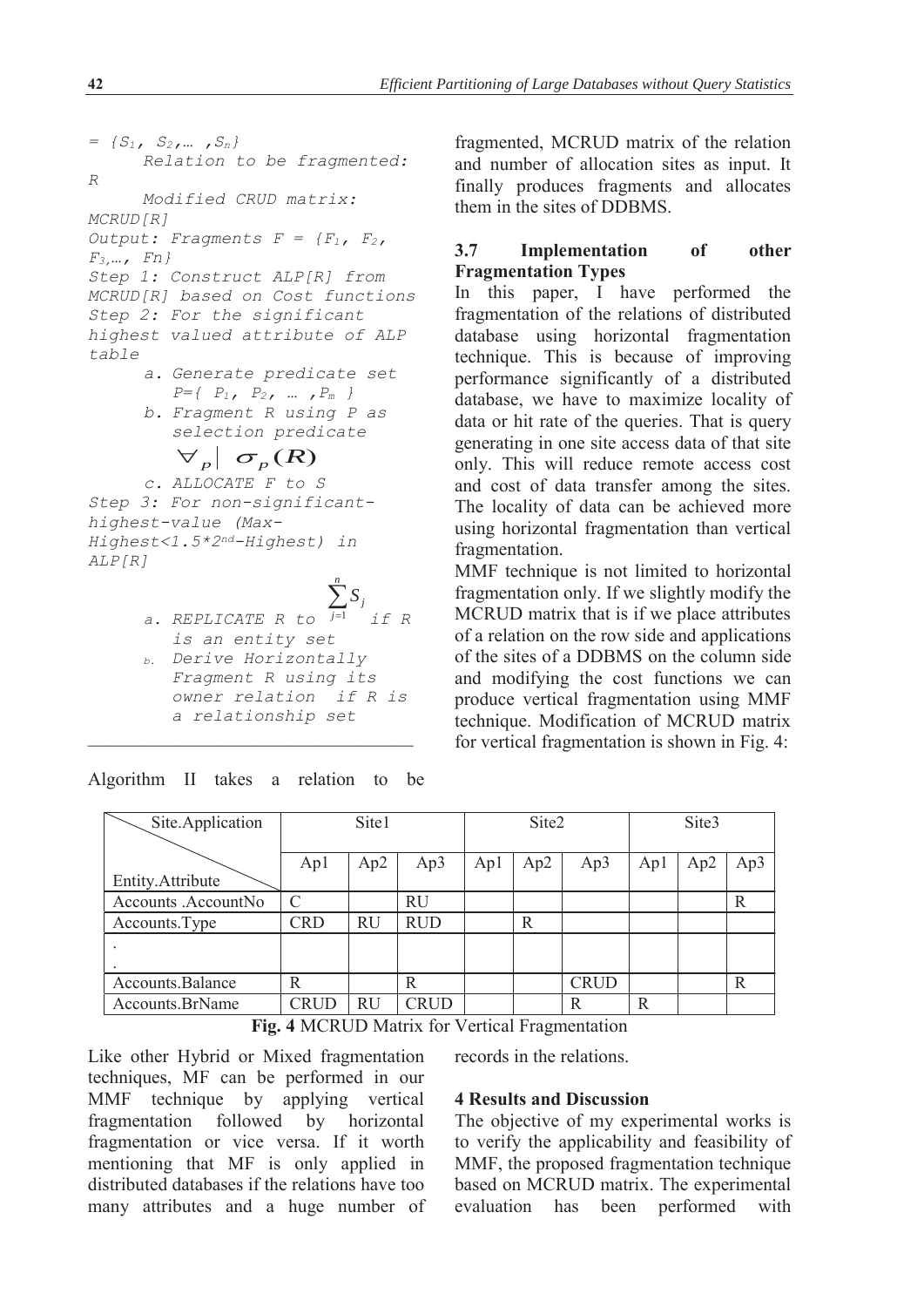```
= {S1, S2,… ,Sn}
     Relation to be fragmented:
R
     Modified CRUD matrix:
MCRUD[R]
Output: Fragments F = {F1, F2,
F3,…, Fn}
Step 1: Construct ALP[R] from
MCRUD[R] based on Cost functions
Step 2: For the significant
highest valued attribute of ALP
table
     a. Generate predicate set
        P={ P1, P2, … ,Pm }
     b. Fragment R using P as
        selection predicate
```

$$\forall_p | \ \sigma_p(R)$$

```
     c. ALLOCATE F to S
Step 3: For non-significant-
highest-value (Max-
Highest<1.5*2nd-Highest) in
ALP[R]
```

```
     a. REPLICATE R to
```
$\sum_{j=1}^{n} S_j$
```
        if R is an entity set
     b. Derive Horizontally
        Fragment R using its
        owner relation if R is
        a relationship set
```

---

Algorithm II takes a relation to be fragmented, MCRUD matrix of the relation and number of allocation sites as input. It finally produces fragments and allocates them in the sites of DDBMS.

### 3.7 Implementation of other Fragmentation Types

In this paper, I have performed the fragmentation of the relations of distributed database using horizontal fragmentation technique. This is because of improving performance significantly of a distributed database, we have to maximize locality of data or hit rate of the queries. That is query generating in one site access data of that site only. This will reduce remote access cost and cost of data transfer among the sites. The locality of data can be achieved more using horizontal fragmentation than vertical fragmentation.

MMF technique is not limited to horizontal fragmentation only. If we slightly modify the MCRUD matrix that is if we place attributes of a relation on the row side and applications of the sites of a DDBMS on the column side and modifying the cost functions we can produce vertical fragmentation using MMF technique. Modification of MCRUD matrix for vertical fragmentation is shown in Fig. 4:

| Site.Application / Entity.Attribute | Site1 | | | Site2 | | | Site3 | | |
|---|---|---|---|---|---|---|---|---|---|
| | Ap1 | Ap2 | Ap3 | Ap1 | Ap2 | Ap3 | Ap1 | Ap2 | Ap3 |
| Accounts .AccountNo | C | | RU | | | | | | R |
| Accounts.Type | CRD | RU | RUD | | R | | | | |
| . <br> . | | | | | | | | | |
| Accounts.Balance | R | | R | | | CRUD | | | R |
| Accounts.BrName | CRUD | RU | CRUD | | | R | R | | |

**Fig. 4** MCRUD Matrix for Vertical Fragmentation

Like other Hybrid or Mixed fragmentation techniques, MF can be performed in our MMF technique by applying vertical fragmentation followed by horizontal fragmentation or vice versa. If it worth mentioning that MF is only applied in distributed databases if the relations have too many attributes and a huge number of records in the relations.

## 4 Results and Discussion

The objective of my experimental works is to verify the applicability and feasibility of MMF, the proposed fragmentation technique based on MCRUD matrix. The experimental evaluation has been performed with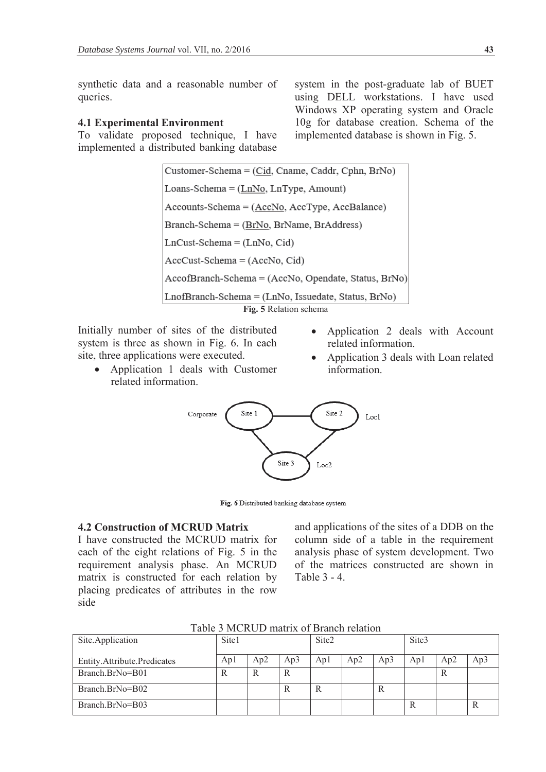synthetic data and a reasonable number of queries.

### 4.1 Experimental Environment

To validate proposed technique, I have implemented a distributed banking database system in the post-graduate lab of BUET using DELL workstations. I have used Windows XP operating system and Oracle 10g for database creation. Schema of the implemented database is shown in Fig. 5.

Customer-Schema = (Cid, Cname, Caddr, Cphn, BrNo)
Loans-Schema = (LnNo, LnType, Amount)
Accounts-Schema = (AccNo, AccType, AccBalance)
Branch-Schema = (BrNo, BrName, BrAddress)
LnCust-Schema = (LnNo, Cid)
AccCust-Schema = (AccNo, Cid)
AccofBranch-Schema = (AccNo, Opendate, Status, BrNo)
LnofBranch-Schema = (LnNo, Issuedate, Status, BrNo)

**Fig. 5** Relation schema

Initially number of sites of the distributed system is three as shown in Fig. 6. In each site, three applications were executed.

- Application 1 deals with Customer related information.
- Application 2 deals with Account related information.
- Application 3 deals with Loan related information.

Corporate — Site 1 — Site 2 — Loc1; Site 3 — Loc2

**Fig. 6** Distributed banking database system

### 4.2 Construction of MCRUD Matrix

I have constructed the MCRUD matrix for each of the eight relations of Fig. 5 in the requirement analysis phase. An MCRUD matrix is constructed for each relation by placing predicates of attributes in the row side and applications of the sites of a DDB on the column side of a table in the requirement analysis phase of system development. Two of the matrices constructed are shown in Table 3 - 4.

Table 3 MCRUD matrix of Branch relation

| Site.Application | Site1 | | | Site2 | | | Site3 | | |
|---|---|---|---|---|---|---|---|---|---|
| Entity.Attribute.Predicates | Ap1 | Ap2 | Ap3 | Ap1 | Ap2 | Ap3 | Ap1 | Ap2 | Ap3 |
| Branch.BrNo=B01 | R | R | R | | | | | R | |
| Branch.BrNo=B02 | | | R | R | | R | | | |
| Branch.BrNo=B03 | | | | | | | R | | R |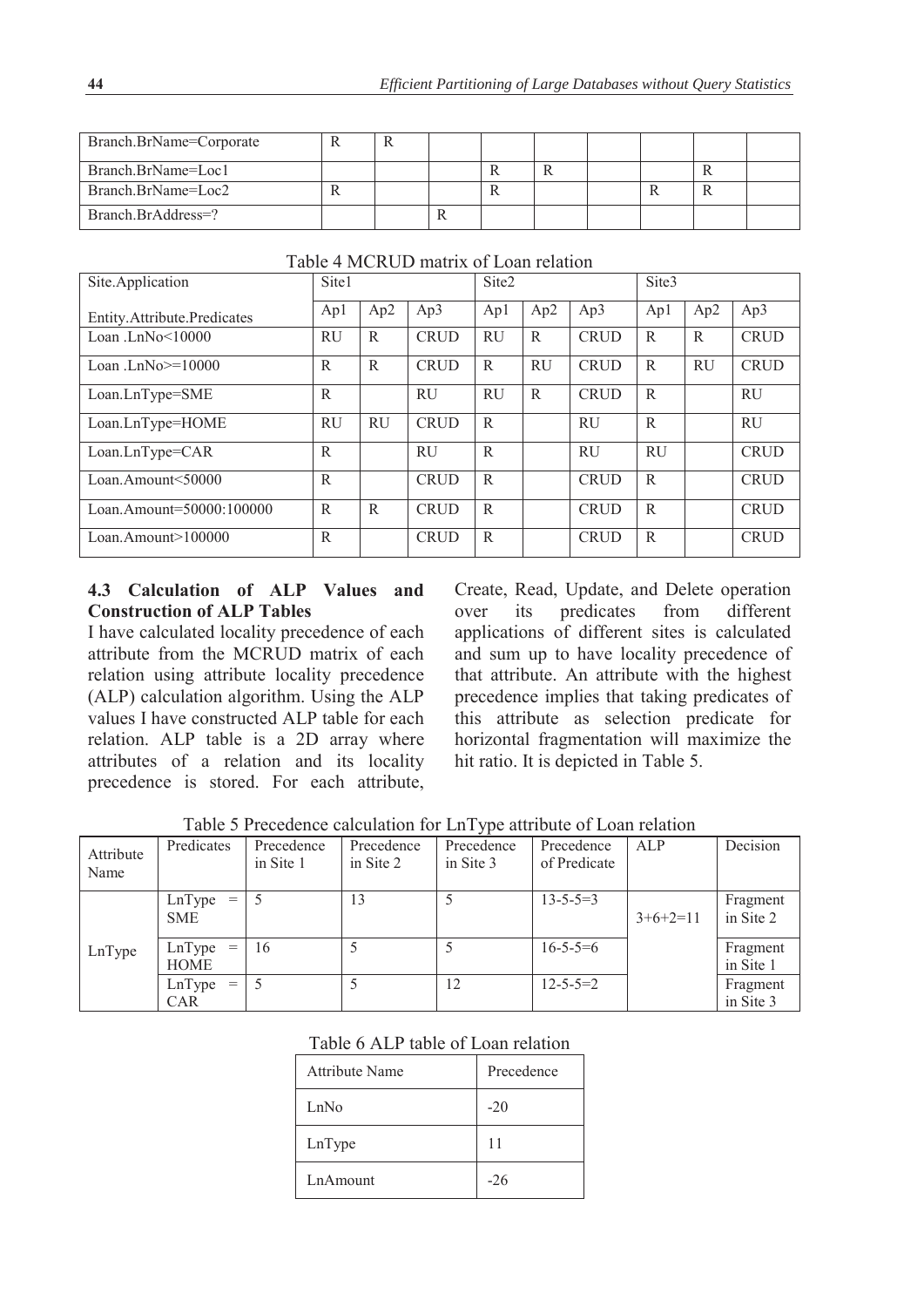| Branch.BrName=Corporate | R | R | | | | | | | |
|---|---|---|---|---|---|---|---|---|---|
| Branch.BrName=Loc1 | | | | R | R | | | R | |
| Branch.BrName=Loc2 | R | | | R | | | R | R | |
| Branch.BrAddress=? | | | R | | | | | | |

Table 4 MCRUD matrix of Loan relation

| Site.Application | Site1 | | | Site2 | | | Site3 | | |
|---|---|---|---|---|---|---|---|---|---|
| Entity.Attribute.Predicates | Ap1 | Ap2 | Ap3 | Ap1 | Ap2 | Ap3 | Ap1 | Ap2 | Ap3 |
| Loan .LnNo<10000 | RU | R | CRUD | RU | R | CRUD | R | R | CRUD |
| Loan .LnNo>=10000 | R | R | CRUD | R | RU | CRUD | R | RU | CRUD |
| Loan.LnType=SME | R | | RU | RU | R | CRUD | R | | RU |
| Loan.LnType=HOME | RU | RU | CRUD | R | | RU | R | | RU |
| Loan.LnType=CAR | R | | RU | R | | RU | RU | | CRUD |
| Loan.Amount<50000 | R | | CRUD | R | | CRUD | R | | CRUD |
| Loan.Amount=50000:100000 | R | R | CRUD | R | | CRUD | R | | CRUD |
| Loan.Amount>100000 | R | | CRUD | R | | CRUD | R | | CRUD |

### 4.3 Calculation of ALP Values and Construction of ALP Tables

I have calculated locality precedence of each attribute from the MCRUD matrix of each relation using attribute locality precedence (ALP) calculation algorithm. Using the ALP values I have constructed ALP table for each relation. ALP table is a 2D array where attributes of a relation and its locality precedence is stored. For each attribute, Create, Read, Update, and Delete operation over its predicates from different applications of different sites is calculated and sum up to have locality precedence of that attribute. An attribute with the highest precedence implies that taking predicates of this attribute as selection predicate for horizontal fragmentation will maximize the hit ratio. It is depicted in Table 5.

Table 5 Precedence calculation for LnType attribute of Loan relation

| Attribute Name | Predicates | Precedence in Site 1 | Precedence in Site 2 | Precedence in Site 3 | Precedence of Predicate | ALP | Decision |
|---|---|---|---|---|---|---|---|
| LnType | LnType = SME | 5 | 13 | 5 | 13-5-5=3 | 3+6+2=11 | Fragment in Site 2 |
| | LnType = HOME | 16 | 5 | 5 | 16-5-5=6 | | Fragment in Site 1 |
| | LnType = CAR | 5 | 5 | 12 | 12-5-5=2 | | Fragment in Site 3 |

Table 6 ALP table of Loan relation

| Attribute Name | Precedence |
|---|---|
| LnNo | -20 |
| LnType | 11 |
| LnAmount | -26 |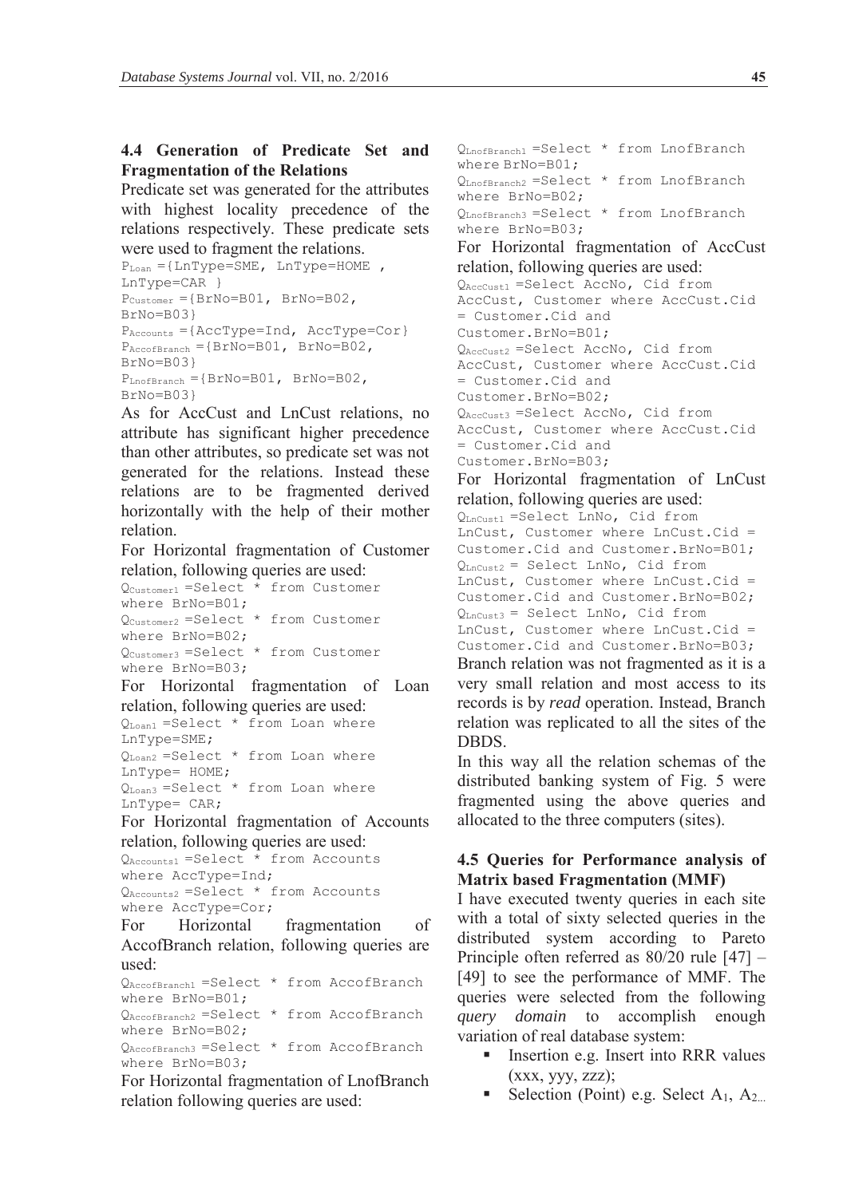### 4.4 Generation of Predicate Set and Fragmentation of the Relations

Predicate set was generated for the attributes with highest locality precedence of the relations respectively. These predicate sets were used to fragment the relations.

$P_{Loan}$ ={LnType=SME, LnType=HOME , LnType=CAR }
$P_{Customer}$ ={BrNo=B01, BrNo=B02, BrNo=B03}
$P_{Accounts}$ ={AccType=Ind, AccType=Cor}
$P_{AccofBranch}$ ={BrNo=B01, BrNo=B02, BrNo=B03}
$P_{LnofBranch}$ ={BrNo=B01, BrNo=B02, BrNo=B03}

As for AccCust and LnCust relations, no attribute has significant higher precedence than other attributes, so predicate set was not generated for the relations. Instead these relations are to be fragmented derived horizontally with the help of their mother relation.

For Horizontal fragmentation of Customer relation, following queries are used:

$Q_{Customer1}$ =Select * from Customer where BrNo=B01;
$Q_{Customer2}$ =Select * from Customer where BrNo=B02;
$Q_{Customer3}$ =Select * from Customer where BrNo=B03;

For Horizontal fragmentation of Loan relation, following queries are used:

$Q_{Loan1}$ =Select * from Loan where LnType=SME;
$Q_{Loan2}$ =Select * from Loan where LnType= HOME;
$Q_{Loan3}$ =Select * from Loan where LnType= CAR;

For Horizontal fragmentation of Accounts relation, following queries are used:

$Q_{Accounts1}$ =Select * from Accounts where AccType=Ind;
$Q_{Accounts2}$ =Select * from Accounts where AccType=Cor;

For Horizontal fragmentation of AccofBranch relation, following queries are used:

$Q_{AccofBranch1}$ =Select * from AccofBranch where BrNo=B01;
$Q_{AccofBranch2}$ =Select * from AccofBranch where BrNo=B02;
$Q_{AccofBranch3}$ =Select * from AccofBranch where BrNo=B03;

For Horizontal fragmentation of LnofBranch relation following queries are used:

$Q_{LnofBranch1}$ =Select * from LnofBranch where BrNo=B01;
$Q_{LnofBranch2}$ =Select * from LnofBranch where BrNo=B02;
$Q_{LnofBranch3}$ =Select * from LnofBranch where BrNo=B03;

For Horizontal fragmentation of AccCust relation, following queries are used:

$Q_{AccCust1}$ =Select AccNo, Cid from AccCust, Customer where AccCust.Cid = Customer.Cid and Customer.BrNo=B01;
$Q_{AccCust2}$ =Select AccNo, Cid from AccCust, Customer where AccCust.Cid = Customer.Cid and Customer.BrNo=B02;
$Q_{AccCust3}$ =Select AccNo, Cid from AccCust, Customer where AccCust.Cid = Customer.Cid and Customer.BrNo=B03;

For Horizontal fragmentation of LnCust relation, following queries are used:

$Q_{LnCust1}$ =Select LnNo, Cid from LnCust, Customer where LnCust.Cid = Customer.Cid and Customer.BrNo=B01;
$Q_{LnCust2}$ = Select LnNo, Cid from LnCust, Customer where LnCust.Cid = Customer.Cid and Customer.BrNo=B02;
$Q_{LnCust3}$ = Select LnNo, Cid from LnCust, Customer where LnCust.Cid = Customer.Cid and Customer.BrNo=B03;

Branch relation was not fragmented as it is a very small relation and most access to its records is by *read* operation. Instead, Branch relation was replicated to all the sites of the DBDS.

In this way all the relation schemas of the distributed banking system of Fig. 5 were fragmented using the above queries and allocated to the three computers (sites).

### 4.5 Queries for Performance analysis of Matrix based Fragmentation (MMF)

I have executed twenty queries in each site with a total of sixty selected queries in the distributed system according to Pareto Principle often referred as 80/20 rule [47] – [49] to see the performance of MMF. The queries were selected from the following *query domain* to accomplish enough variation of real database system:

- Insertion e.g. Insert into RRR values (xxx, yyy, zzz);
- Selection (Point) e.g. Select $A_1$, $A_{2...}$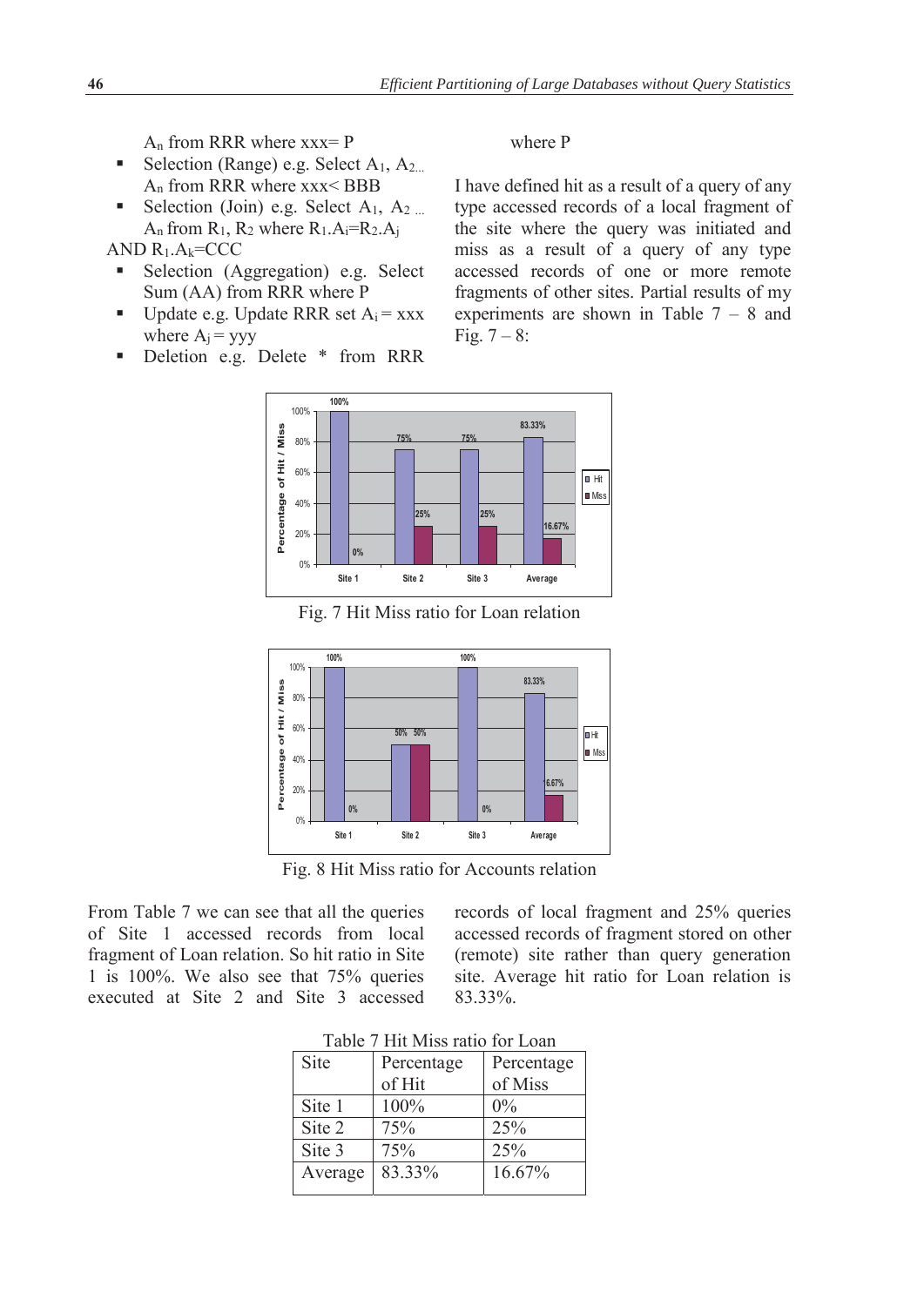$A_n$ from RRR where xxx= P

- Selection (Range) e.g. Select $A_1$, $A_2$... $A_n$ from RRR where xxx< BBB
- Selection (Join) e.g. Select $A_1$, $A_2$ ... $A_n$ from $R_1$, $R_2$ where $R_1.A_i$=$R_2.A_j$

AND $R_1.A_k$=CCC

- Selection (Aggregation) e.g. Select Sum (AA) from RRR where P
- Update e.g. Update RRR set $A_i$ = xxx where $A_j$ = yyy
- Deletion e.g. Delete * from RRR where P

I have defined hit as a result of a query of any type accessed records of a local fragment of the site where the query was initiated and miss as a result of a query of any type accessed records of one or more remote fragments of other sites. Partial results of my experiments are shown in Table 7 – 8 and Fig. 7 – 8:

Fig. 7 Hit Miss ratio for Loan relation

Fig. 8 Hit Miss ratio for Accounts relation

From Table 7 we can see that all the queries of Site 1 accessed records from local fragment of Loan relation. So hit ratio in Site 1 is 100%. We also see that 75% queries executed at Site 2 and Site 3 accessed records of local fragment and 25% queries accessed records of fragment stored on other (remote) site rather than query generation site. Average hit ratio for Loan relation is 83.33%.

Table 7 Hit Miss ratio for Loan

| Site | Percentage of Hit | Percentage of Miss |
|---|---|---|
| Site 1 | 100% | 0% |
| Site 2 | 75% | 25% |
| Site 3 | 75% | 25% |
| Average | 83.33% | 16.67% |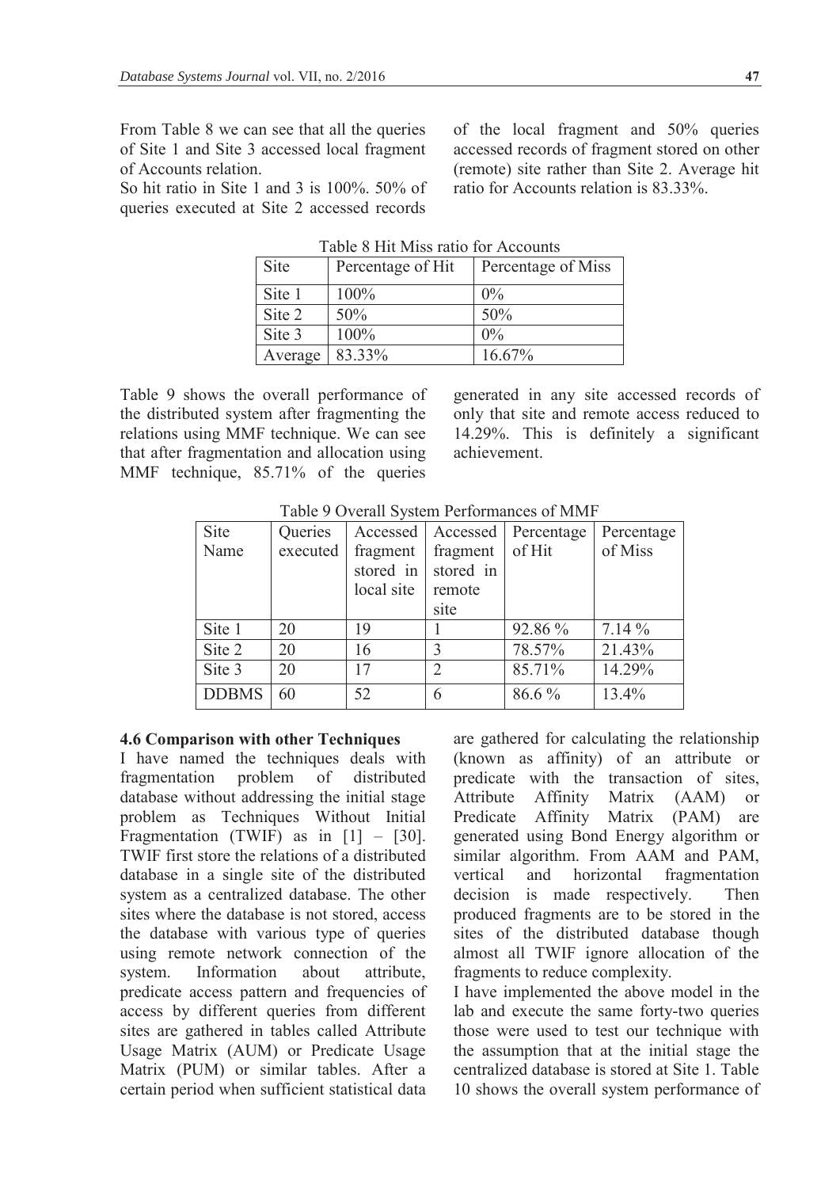From Table 8 we can see that all the queries of Site 1 and Site 3 accessed local fragment of Accounts relation.

So hit ratio in Site 1 and 3 is 100%. 50% of queries executed at Site 2 accessed records of the local fragment and 50% queries accessed records of fragment stored on other (remote) site rather than Site 2. Average hit ratio for Accounts relation is 83.33%.

Table 8 Hit Miss ratio for Accounts

| Site | Percentage of Hit | Percentage of Miss |
|---|---|---|
| Site 1 | 100% | 0% |
| Site 2 | 50% | 50% |
| Site 3 | 100% | 0% |
| Average | 83.33% | 16.67% |

Table 9 shows the overall performance of the distributed system after fragmenting the relations using MMF technique. We can see that after fragmentation and allocation using MMF technique, 85.71% of the queries generated in any site accessed records of only that site and remote access reduced to 14.29%. This is definitely a significant achievement.

Table 9 Overall System Performances of MMF

| Site Name | Queries executed | Accessed fragment stored in local site | Accessed fragment stored in remote site | Percentage of Hit | Percentage of Miss |
|---|---|---|---|---|---|
| Site 1 | 20 | 19 | 1 | 92.86 % | 7.14 % |
| Site 2 | 20 | 16 | 3 | 78.57% | 21.43% |
| Site 3 | 20 | 17 | 2 | 85.71% | 14.29% |
| DDBMS | 60 | 52 | 6 | 86.6 % | 13.4% |

### 4.6 Comparison with other Techniques

I have named the techniques deals with fragmentation problem of distributed database without addressing the initial stage problem as Techniques Without Initial Fragmentation (TWIF) as in [1] – [30]. TWIF first store the relations of a distributed database in a single site of the distributed system as a centralized database. The other sites where the database is not stored, access the database with various type of queries using remote network connection of the system. Information about attribute, predicate access pattern and frequencies of access by different queries from different sites are gathered in tables called Attribute Usage Matrix (AUM) or Predicate Usage Matrix (PUM) or similar tables. After a certain period when sufficient statistical data are gathered for calculating the relationship (known as affinity) of an attribute or predicate with the transaction of sites, Attribute Affinity Matrix (AAM) or Predicate Affinity Matrix (PAM) are generated using Bond Energy algorithm or similar algorithm. From AAM and PAM, vertical and horizontal fragmentation decision is made respectively. Then produced fragments are to be stored in the sites of the distributed database though almost all TWIF ignore allocation of the fragments to reduce complexity.

I have implemented the above model in the lab and execute the same forty-two queries those were used to test our technique with the assumption that at the initial stage the centralized database is stored at Site 1. Table 10 shows the overall system performance of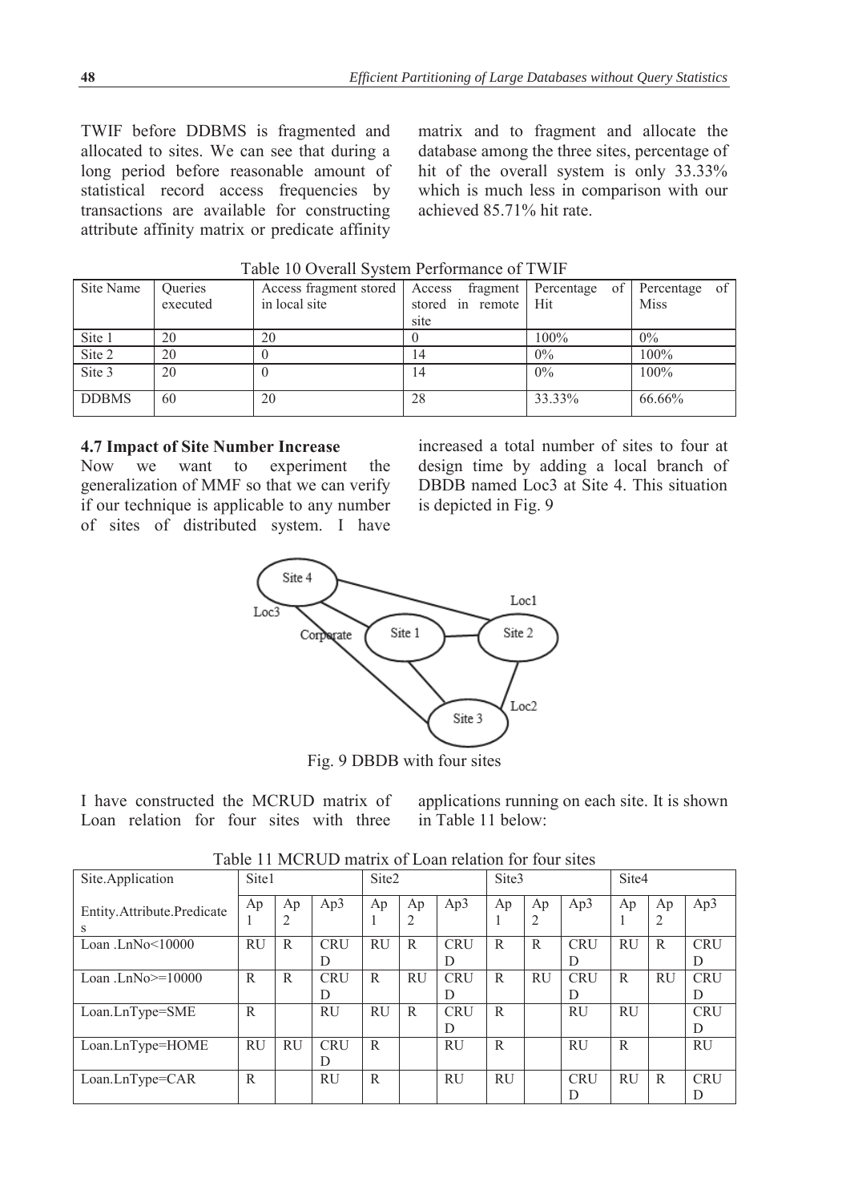TWIF before DDBMS is fragmented and allocated to sites. We can see that during a long period before reasonable amount of statistical record access frequencies by transactions are available for constructing attribute affinity matrix or predicate affinity matrix and to fragment and allocate the database among the three sites, percentage of hit of the overall system is only 33.33% which is much less in comparison with our achieved 85.71% hit rate.

Table 10 Overall System Performance of TWIF

| Site Name | Queries executed | Access fragment stored in local site | Access fragment stored in remote site | Percentage of Hit | Percentage of Miss |
|---|---|---|---|---|---|
| Site 1 | 20 | 20 | 0 | 100% | 0% |
| Site 2 | 20 | 0 | 14 | 0% | 100% |
| Site 3 | 20 | 0 | 14 | 0% | 100% |
| DDBMS | 60 | 20 | 28 | 33.33% | 66.66% |

### 4.7 Impact of Site Number Increase

Now we want to experiment the generalization of MMF so that we can verify if our technique is applicable to any number of sites of distributed system. I have increased a total number of sites to four at design time by adding a local branch of DBDB named Loc3 at Site 4. This situation is depicted in Fig. 9

Fig. 9 DBDB with four sites

I have constructed the MCRUD matrix of Loan relation for four sites with three applications running on each site. It is shown in Table 11 below:

Table 11 MCRUD matrix of Loan relation for four sites

| Site.Application | Site1 | | | Site2 | | | Site3 | | | Site4 | | |
|---|---|---|---|---|---|---|---|---|---|---|---|---|
| Entity.Attribute.Predicates | Ap1 | Ap2 | Ap3 | Ap1 | Ap2 | Ap3 | Ap1 | Ap2 | Ap3 | Ap1 | Ap2 | Ap3 |
| Loan .LnNo<10000 | RU | R | CRUD | RU | R | CRUD | R | R | CRUD | RU | R | CRUD |
| Loan .LnNo>=10000 | R | R | CRUD | R | RU | CRUD | R | RU | CRUD | R | RU | CRUD |
| Loan.LnType=SME | R | | RU | RU | R | CRUD | R | | RU | RU | | CRUD |
| Loan.LnType=HOME | RU | RU | CRUD | R | | RU | R | | RU | R | | RU |
| Loan.LnType=CAR | R | | RU | R | | RU | RU | | CRUD | RU | R | CRUD |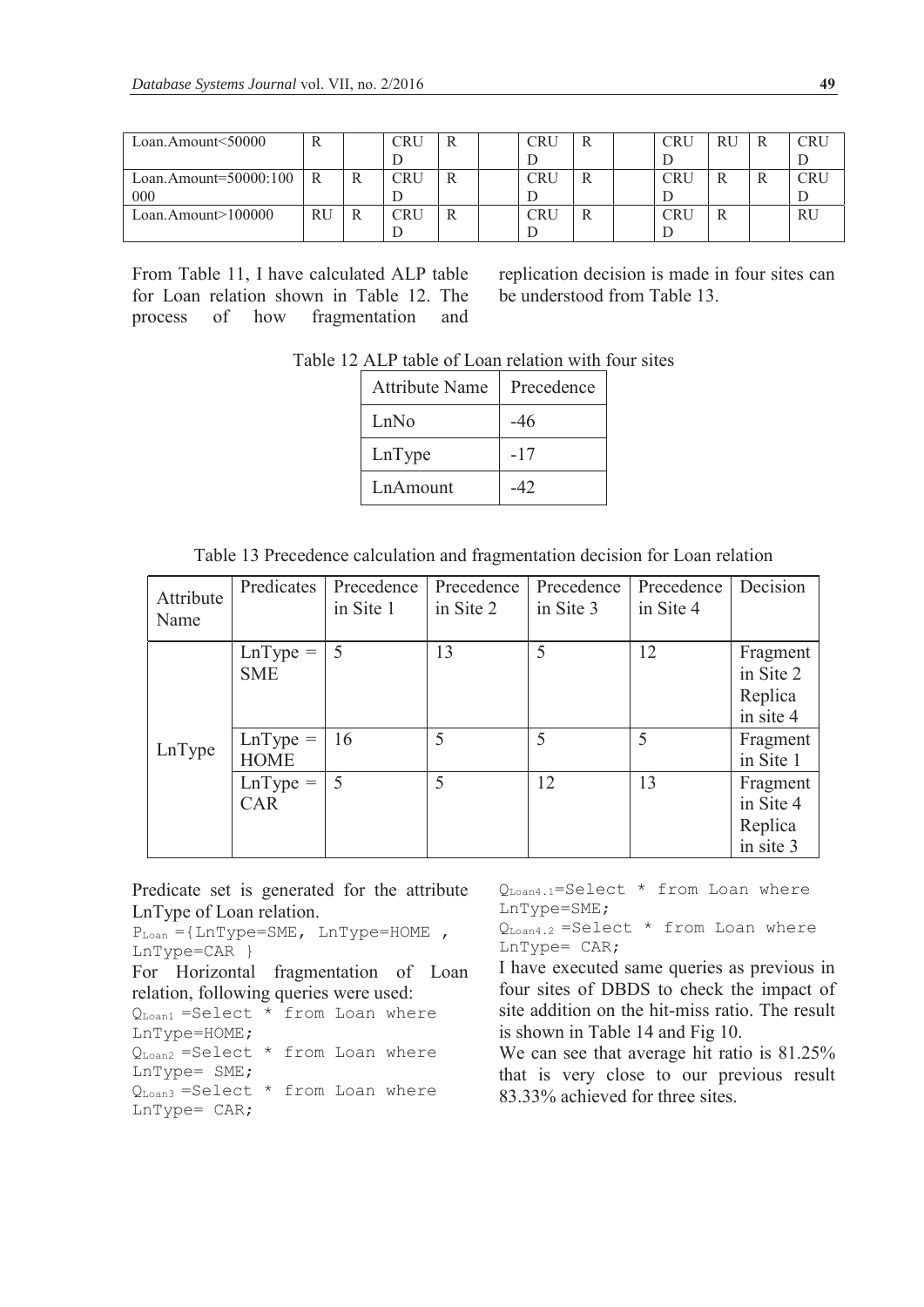| | | | | | | | | | | | | |
|---|---|---|---|---|---|---|---|---|---|---|---|---|
| Loan.Amount<50000 | R | | CRUD | R | | CRUD | R | | CRUD | RU | R | CRUD |
| Loan.Amount=50000:100000 | R | R | CRUD | R | | CRUD | R | | CRUD | R | R | CRUD |
| Loan.Amount>100000 | RU | R | CRUD | R | | CRUD | R | | CRUD | R | | RU |

From Table 11, I have calculated ALP table for Loan relation shown in Table 12. The process of how fragmentation and replication decision is made in four sites can be understood from Table 13.

Table 12 ALP table of Loan relation with four sites

| Attribute Name | Precedence |
|---|---|
| LnNo | -46 |
| LnType | -17 |
| LnAmount | -42 |

Table 13 Precedence calculation and fragmentation decision for Loan relation

| Attribute Name | Predicates | Precedence in Site 1 | Precedence in Site 2 | Precedence in Site 3 | Precedence in Site 4 | Decision |
|---|---|---|---|---|---|---|
| LnType | LnType = SME | 5 | 13 | 5 | 12 | Fragment in Site 2 Replica in site 4 |
| | LnType = HOME | 16 | 5 | 5 | 5 | Fragment in Site 1 |
| | LnType = CAR | 5 | 5 | 12 | 13 | Fragment in Site 4 Replica in site 3 |

Predicate set is generated for the attribute LnType of Loan relation.

$P_{Loan}$ ={LnType=SME, LnType=HOME , LnType=CAR }

For Horizontal fragmentation of Loan relation, following queries were used:

$Q_{Loan1}$ =Select * from Loan where LnType=HOME;

$Q_{Loan2}$ =Select * from Loan where LnType= SME;

$Q_{Loan3}$ =Select * from Loan where LnType= CAR;

$Q_{Loan4.1}$=Select * from Loan where LnType=SME;

$Q_{Loan4.2}$ =Select * from Loan where LnType= CAR;

I have executed same queries as previous in four sites of DBDS to check the impact of site addition on the hit-miss ratio. The result is shown in Table 14 and Fig 10.

We can see that average hit ratio is 81.25% that is very close to our previous result 83.33% achieved for three sites.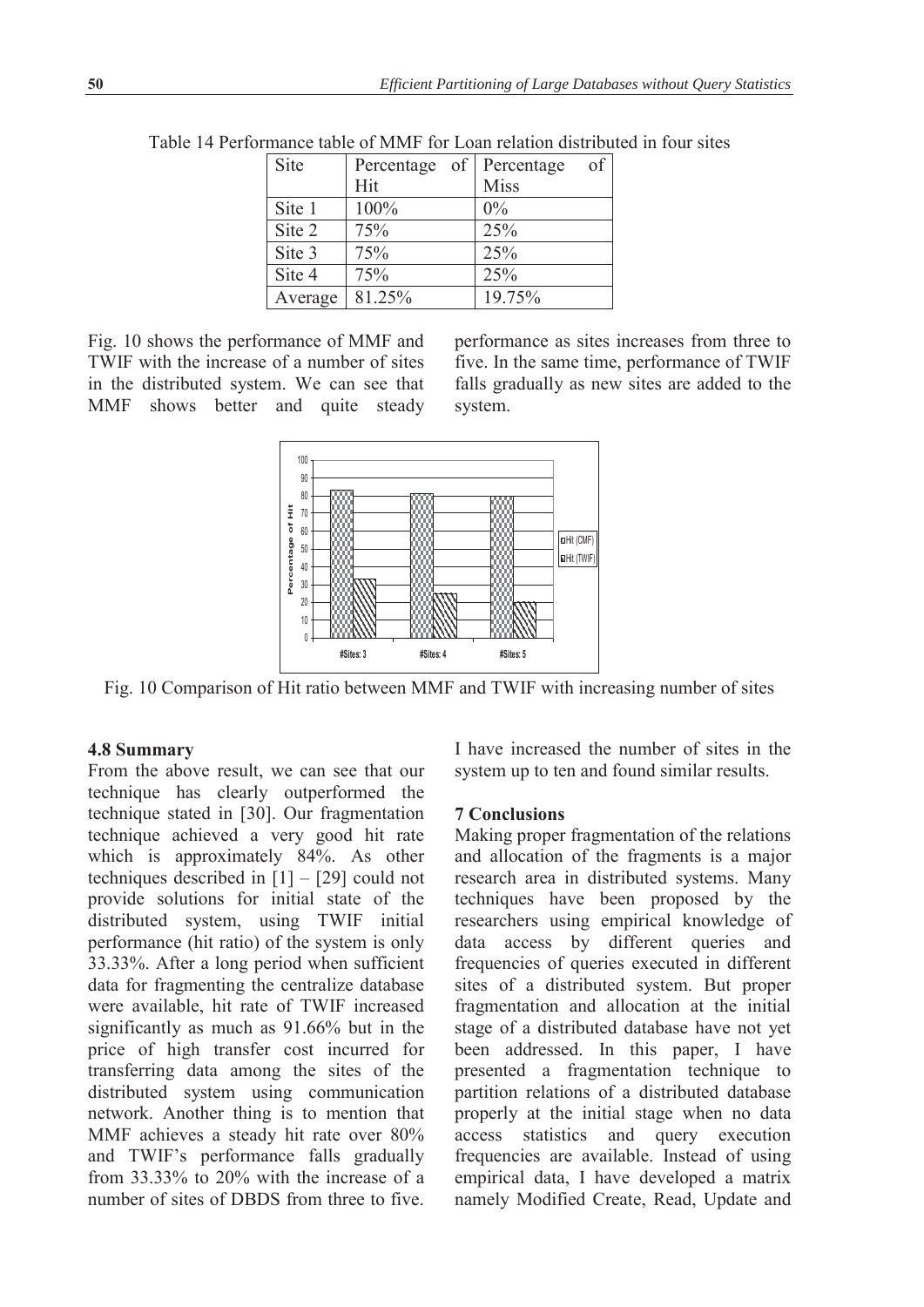Table 14 Performance table of MMF for Loan relation distributed in four sites

| Site | Percentage of Hit | Percentage of Miss |
|---|---|---|
| Site 1 | 100% | 0% |
| Site 2 | 75% | 25% |
| Site 3 | 75% | 25% |
| Site 4 | 75% | 25% |
| Average | 81.25% | 19.75% |

Fig. 10 shows the performance of MMF and TWIF with the increase of a number of sites in the distributed system. We can see that MMF shows better and quite steady performance as sites increases from three to five. In the same time, performance of TWIF falls gradually as new sites are added to the system.

Fig. 10 Comparison of Hit ratio between MMF and TWIF with increasing number of sites

### 4.8 Summary

From the above result, we can see that our technique has clearly outperformed the technique stated in [30]. Our fragmentation technique achieved a very good hit rate which is approximately 84%. As other techniques described in [1] – [29] could not provide solutions for initial state of the distributed system, using TWIF initial performance (hit ratio) of the system is only 33.33%. After a long period when sufficient data for fragmenting the centralize database were available, hit rate of TWIF increased significantly as much as 91.66% but in the price of high transfer cost incurred for transferring data among the sites of the distributed system using communication network. Another thing is to mention that MMF achieves a steady hit rate over 80% and TWIF's performance falls gradually from 33.33% to 20% with the increase of a number of sites of DBDS from three to five. I have increased the number of sites in the system up to ten and found similar results.

## 7 Conclusions

Making proper fragmentation of the relations and allocation of the fragments is a major research area in distributed systems. Many techniques have been proposed by the researchers using empirical knowledge of data access by different queries and frequencies of queries executed in different sites of a distributed system. But proper fragmentation and allocation at the initial stage of a distributed database have not yet been addressed. In this paper, I have presented a fragmentation technique to partition relations of a distributed database properly at the initial stage when no data access statistics and query execution frequencies are available. Instead of using empirical data, I have developed a matrix namely Modified Create, Read, Update and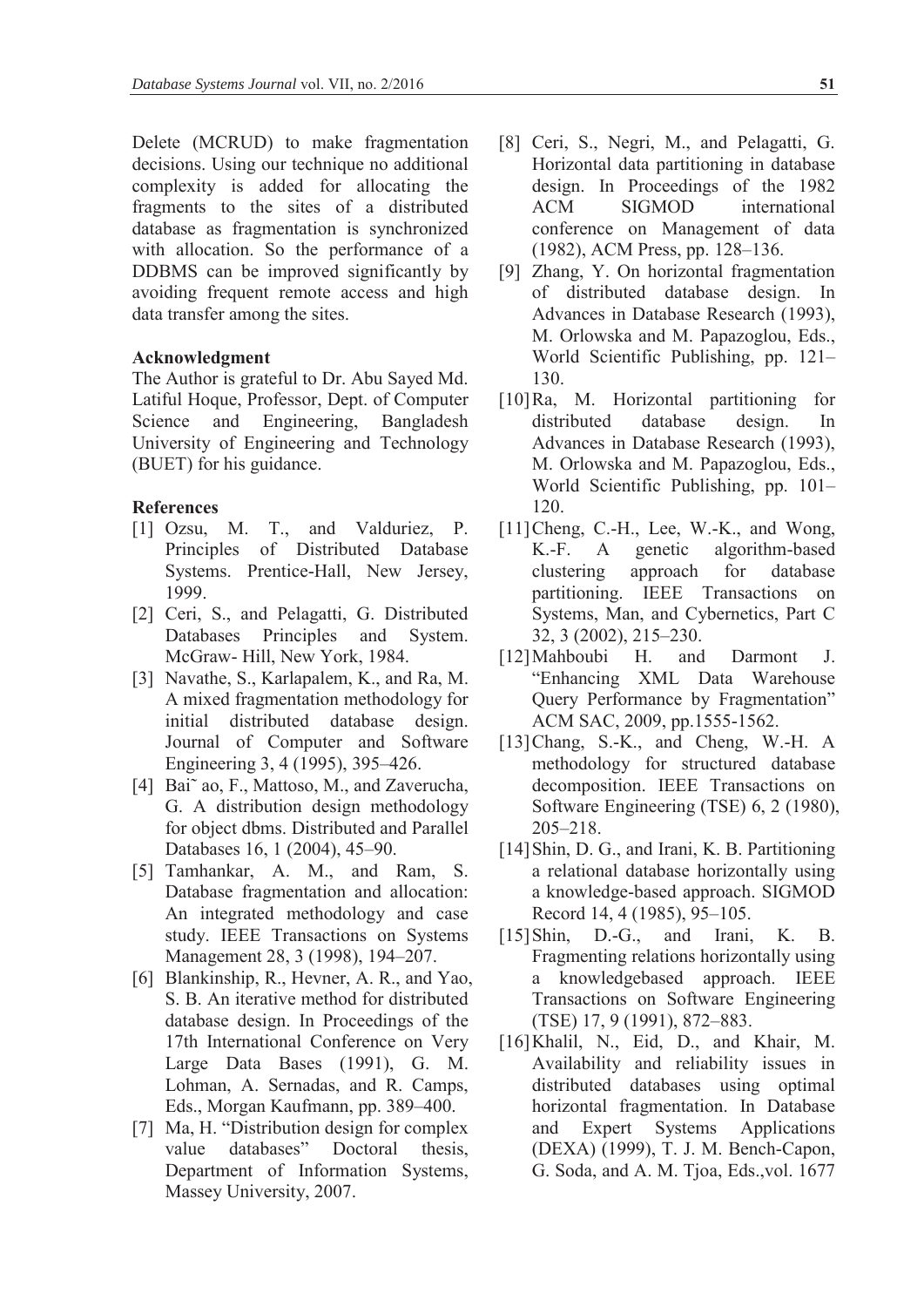Delete (MCRUD) to make fragmentation decisions. Using our technique no additional complexity is added for allocating the fragments to the sites of a distributed database as fragmentation is synchronized with allocation. So the performance of a DDBMS can be improved significantly by avoiding frequent remote access and high data transfer among the sites.

### Acknowledgment

The Author is grateful to Dr. Abu Sayed Md. Latiful Hoque, Professor, Dept. of Computer Science and Engineering, Bangladesh University of Engineering and Technology (BUET) for his guidance.

### References

[1] Ozsu, M. T., and Valduriez, P. Principles of Distributed Database Systems. Prentice-Hall, New Jersey, 1999.

[2] Ceri, S., and Pelagatti, G. Distributed Databases Principles and System. McGraw- Hill, New York, 1984.

[3] Navathe, S., Karlapalem, K., and Ra, M. A mixed fragmentation methodology for initial distributed database design. Journal of Computer and Software Engineering 3, 4 (1995), 395–426.

[4] Bai˜ ao, F., Mattoso, M., and Zaverucha, G. A distribution design methodology for object dbms. Distributed and Parallel Databases 16, 1 (2004), 45–90.

[5] Tamhankar, A. M., and Ram, S. Database fragmentation and allocation: An integrated methodology and case study. IEEE Transactions on Systems Management 28, 3 (1998), 194–207.

[6] Blankinship, R., Hevner, A. R., and Yao, S. B. An iterative method for distributed database design. In Proceedings of the 17th International Conference on Very Large Data Bases (1991), G. M. Lohman, A. Sernadas, and R. Camps, Eds., Morgan Kaufmann, pp. 389–400.

[7] Ma, H. "Distribution design for complex value databases" Doctoral thesis, Department of Information Systems, Massey University, 2007.

[8] Ceri, S., Negri, M., and Pelagatti, G. Horizontal data partitioning in database design. In Proceedings of the 1982 ACM SIGMOD international conference on Management of data (1982), ACM Press, pp. 128–136.

[9] Zhang, Y. On horizontal fragmentation of distributed database design. In Advances in Database Research (1993), M. Orlowska and M. Papazoglou, Eds., World Scientific Publishing, pp. 121–130.

[10] Ra, M. Horizontal partitioning for distributed database design. In Advances in Database Research (1993), M. Orlowska and M. Papazoglou, Eds., World Scientific Publishing, pp. 101–120.

[11] Cheng, C.-H., Lee, W.-K., and Wong, K.-F. A genetic algorithm-based clustering approach for database partitioning. IEEE Transactions on Systems, Man, and Cybernetics, Part C 32, 3 (2002), 215–230.

[12] Mahboubi H. and Darmont J. "Enhancing XML Data Warehouse Query Performance by Fragmentation" ACM SAC, 2009, pp.1555-1562.

[13] Chang, S.-K., and Cheng, W.-H. A methodology for structured database decomposition. IEEE Transactions on Software Engineering (TSE) 6, 2 (1980), 205–218.

[14] Shin, D. G., and Irani, K. B. Partitioning a relational database horizontally using a knowledge-based approach. SIGMOD Record 14, 4 (1985), 95–105.

[15] Shin, D.-G., and Irani, K. B. Fragmenting relations horizontally using a knowledgebased approach. IEEE Transactions on Software Engineering (TSE) 17, 9 (1991), 872–883.

[16] Khalil, N., Eid, D., and Khair, M. Availability and reliability issues in distributed databases using optimal horizontal fragmentation. In Database and Expert Systems Applications (DEXA) (1999), T. J. M. Bench-Capon, G. Soda, and A. M. Tjoa, Eds.,vol. 1677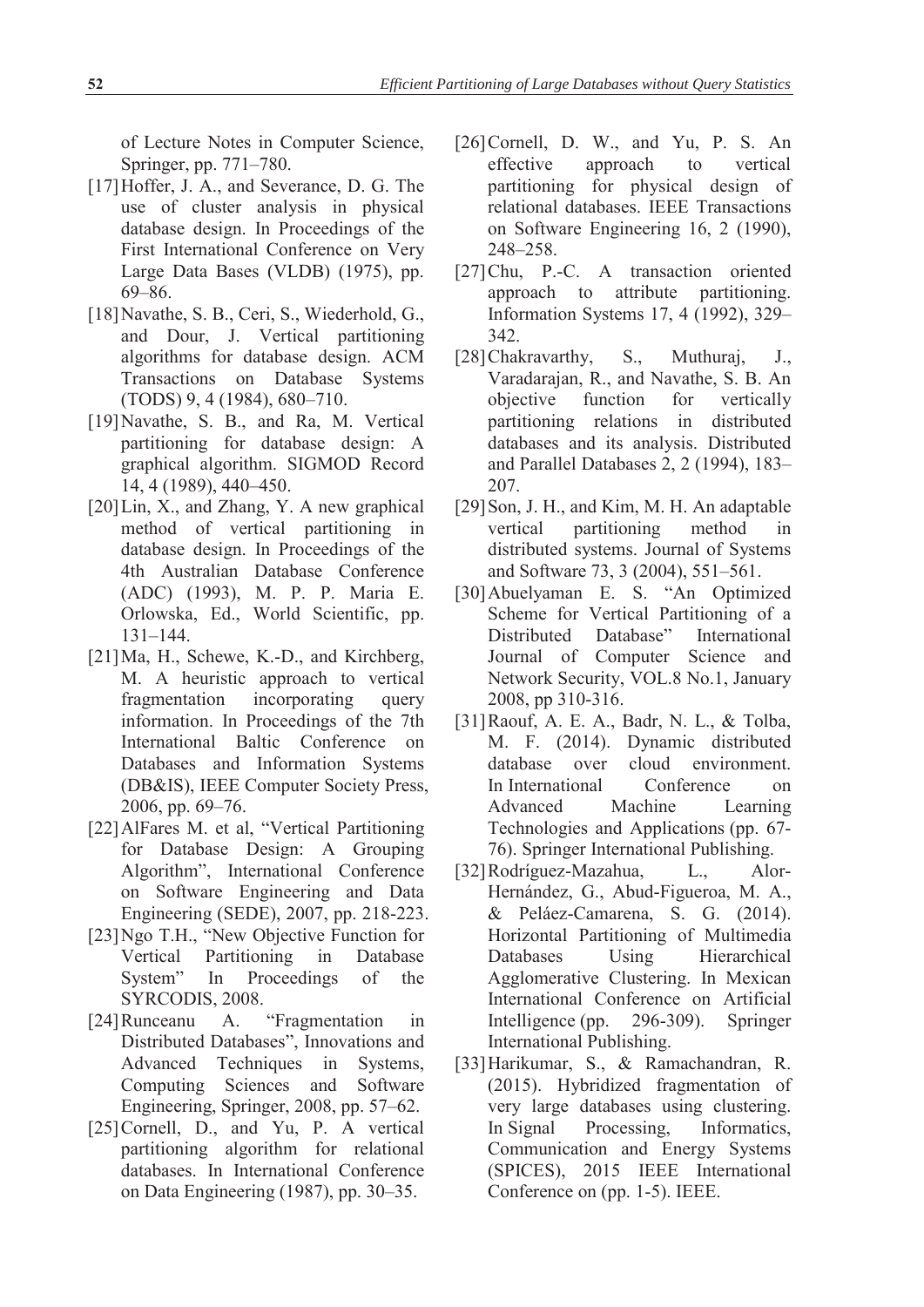of Lecture Notes in Computer Science, Springer, pp. 771–780.

[17] Hoffer, J. A., and Severance, D. G. The use of cluster analysis in physical database design. In Proceedings of the First International Conference on Very Large Data Bases (VLDB) (1975), pp. 69–86.

[18] Navathe, S. B., Ceri, S., Wiederhold, G., and Dour, J. Vertical partitioning algorithms for database design. ACM Transactions on Database Systems (TODS) 9, 4 (1984), 680–710.

[19] Navathe, S. B., and Ra, M. Vertical partitioning for database design: A graphical algorithm. SIGMOD Record 14, 4 (1989), 440–450.

[20] Lin, X., and Zhang, Y. A new graphical method of vertical partitioning in database design. In Proceedings of the 4th Australian Database Conference (ADC) (1993), M. P. P. Maria E. Orlowska, Ed., World Scientific, pp. 131–144.

[21] Ma, H., Schewe, K.-D., and Kirchberg, M. A heuristic approach to vertical fragmentation incorporating query information. In Proceedings of the 7th International Baltic Conference on Databases and Information Systems (DB&IS), IEEE Computer Society Press, 2006, pp. 69–76.

[22] AlFares M. et al, "Vertical Partitioning for Database Design: A Grouping Algorithm", International Conference on Software Engineering and Data Engineering (SEDE), 2007, pp. 218-223.

[23] Ngo T.H., "New Objective Function for Vertical Partitioning in Database System" In Proceedings of the SYRCODIS, 2008.

[24] Runceanu A. "Fragmentation in Distributed Databases", Innovations and Advanced Techniques in Systems, Computing Sciences and Software Engineering, Springer, 2008, pp. 57–62.

[25] Cornell, D., and Yu, P. A vertical partitioning algorithm for relational databases. In International Conference on Data Engineering (1987), pp. 30–35.

[26] Cornell, D. W., and Yu, P. S. An effective approach to vertical partitioning for physical design of relational databases. IEEE Transactions on Software Engineering 16, 2 (1990), 248–258.

[27] Chu, P.-C. A transaction oriented approach to attribute partitioning. Information Systems 17, 4 (1992), 329–342.

[28] Chakravarthy, S., Muthuraj, J., Varadarajan, R., and Navathe, S. B. An objective function for vertically partitioning relations in distributed databases and its analysis. Distributed and Parallel Databases 2, 2 (1994), 183–207.

[29] Son, J. H., and Kim, M. H. An adaptable vertical partitioning method in distributed systems. Journal of Systems and Software 73, 3 (2004), 551–561.

[30] Abuelyaman E. S. "An Optimized Scheme for Vertical Partitioning of a Distributed Database" International Journal of Computer Science and Network Security, VOL.8 No.1, January 2008, pp 310-316.

[31] Raouf, A. E. A., Badr, N. L., & Tolba, M. F. (2014). Dynamic distributed database over cloud environment. In International Conference on Advanced Machine Learning Technologies and Applications (pp. 67-76). Springer International Publishing.

[32] Rodríguez-Mazahua, L., Alor-Hernández, G., Abud-Figueroa, M. A., & Peláez-Camarena, S. G. (2014). Horizontal Partitioning of Multimedia Databases Using Hierarchical Agglomerative Clustering. In Mexican International Conference on Artificial Intelligence (pp. 296-309). Springer International Publishing.

[33] Harikumar, S., & Ramachandran, R. (2015). Hybridized fragmentation of very large databases using clustering. In Signal Processing, Informatics, Communication and Energy Systems (SPICES), 2015 IEEE International Conference on (pp. 1-5). IEEE.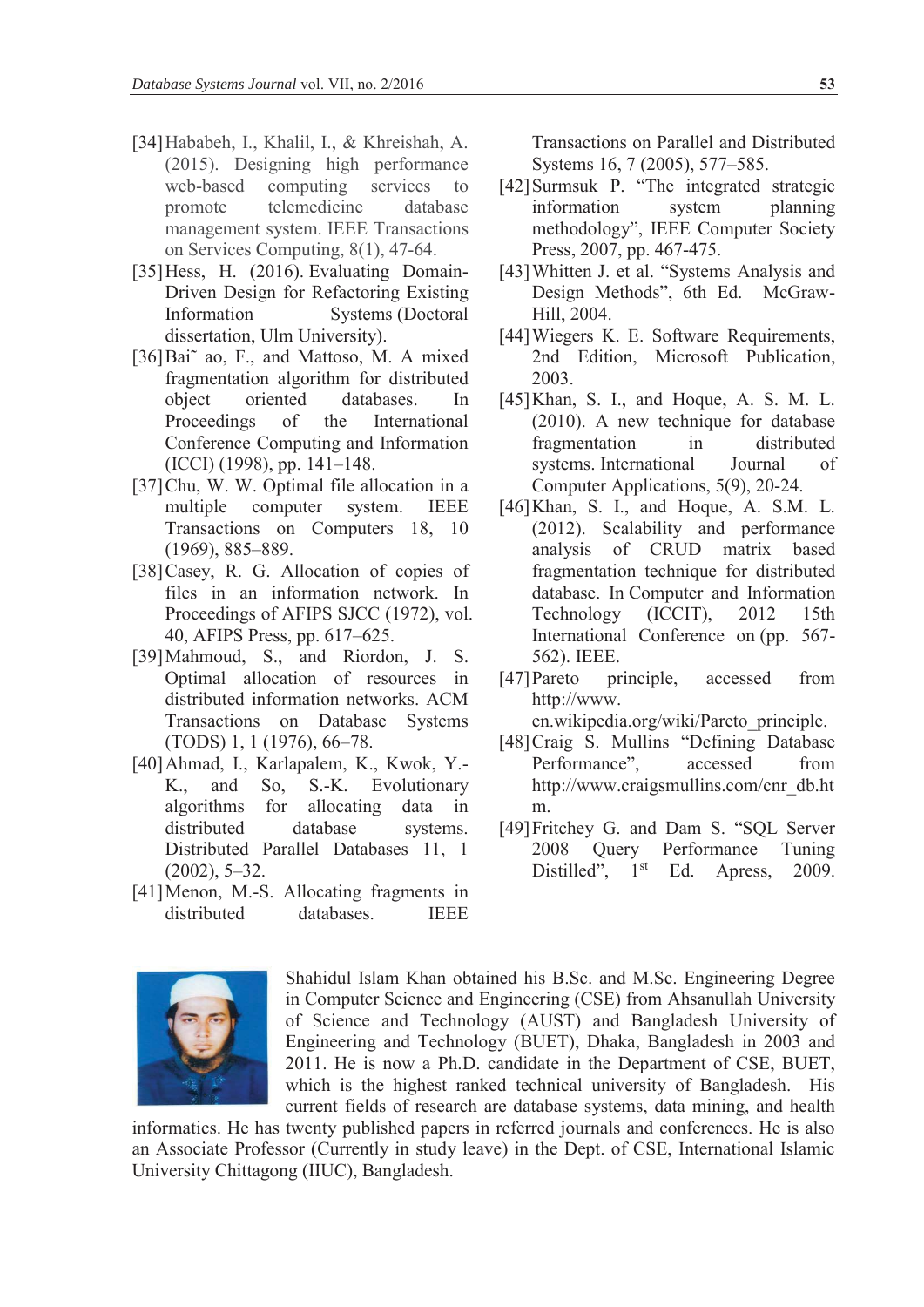[34] Hababeh, I., Khalil, I., & Khreishah, A. (2015). Designing high performance web-based computing services to promote telemedicine database management system. IEEE Transactions on Services Computing, 8(1), 47-64.

[35] Hess, H. (2016). Evaluating Domain-Driven Design for Refactoring Existing Information Systems (Doctoral dissertation, Ulm University).

[36] Bai˜ ao, F., and Mattoso, M. A mixed fragmentation algorithm for distributed object oriented databases. In Proceedings of the International Conference Computing and Information (ICCI) (1998), pp. 141–148.

[37] Chu, W. W. Optimal file allocation in a multiple computer system. IEEE Transactions on Computers 18, 10 (1969), 885–889.

[38] Casey, R. G. Allocation of copies of files in an information network. In Proceedings of AFIPS SJCC (1972), vol. 40, AFIPS Press, pp. 617–625.

[39] Mahmoud, S., and Riordon, J. S. Optimal allocation of resources in distributed information networks. ACM Transactions on Database Systems (TODS) 1, 1 (1976), 66–78.

[40] Ahmad, I., Karlapalem, K., Kwok, Y.-K., and So, S.-K. Evolutionary algorithms for allocating data in distributed database systems. Distributed Parallel Databases 11, 1 (2002), 5–32.

[41] Menon, M.-S. Allocating fragments in distributed databases. IEEE Transactions on Parallel and Distributed Systems 16, 7 (2005), 577–585.

[42] Surmsuk P. "The integrated strategic information system planning methodology", IEEE Computer Society Press, 2007, pp. 467-475.

[43] Whitten J. et al. "Systems Analysis and Design Methods", 6th Ed. McGraw-Hill, 2004.

[44] Wiegers K. E. Software Requirements, 2nd Edition, Microsoft Publication, 2003.

[45] Khan, S. I., and Hoque, A. S. M. L. (2010). A new technique for database fragmentation in distributed systems. International Journal of Computer Applications, 5(9), 20-24.

[46] Khan, S. I., and Hoque, A. S.M. L. (2012). Scalability and performance analysis of CRUD matrix based fragmentation technique for distributed database. In Computer and Information Technology (ICCIT), 2012 15th International Conference on (pp. 567-562). IEEE.

[47] Pareto principle, accessed from http://www. en.wikipedia.org/wiki/Pareto_principle.

[48] Craig S. Mullins "Defining Database Performance", accessed from http://www.craigsmullins.com/cnr_db.htm.

[49] Fritchey G. and Dam S. "SQL Server 2008 Query Performance Tuning Distilled", 1st Ed. Apress, 2009.

Shahidul Islam Khan obtained his B.Sc. and M.Sc. Engineering Degree in Computer Science and Engineering (CSE) from Ahsanullah University of Science and Technology (AUST) and Bangladesh University of Engineering and Technology (BUET), Dhaka, Bangladesh in 2003 and 2011. He is now a Ph.D. candidate in the Department of CSE, BUET, which is the highest ranked technical university of Bangladesh. His current fields of research are database systems, data mining, and health informatics. He has twenty published papers in referred journals and conferences. He is also an Associate Professor (Currently in study leave) in the Dept. of CSE, International Islamic University Chittagong (IIUC), Bangladesh.